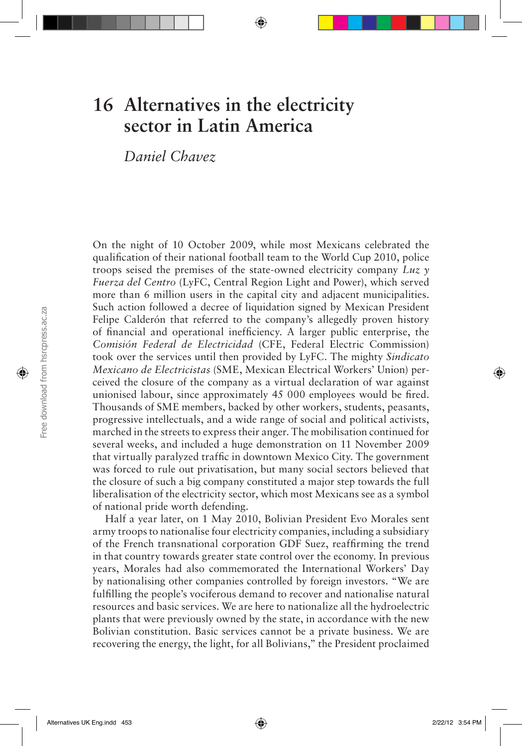# 16 Alternatives in the electricity sector in Latin America

*Daniel Chavez*

On the night of 10 October 2009, while most Mexicans celebrated the qualification of their national football team to the World Cup 2010, police troops seised the premises of the state-owned electricity company *Luz y Fuerza del Centro* (LyFC, Central Region Light and Power), which served more than 6 million users in the capital city and adjacent municipalities. Such action followed a decree of liquidation signed by Mexican President Felipe Calderón that referred to the company's allegedly proven history of financial and operational inefficiency. A larger public enterprise, the *Comisión Federal de Electricidad* (CFE, Federal Electric Commission) took over the services until then provided by LyFC. The mighty *Sindicato Mexicano de Electricistas* (SME, Mexican Electrical Workers' Union) perceived the closure of the company as a virtual declaration of war against unionised labour, since approximately 45 000 employees would be fired. Thousands of SME members, backed by other workers, students, peasants, progressive intellectuals, and a wide range of social and political activists, marched in the streets to express their anger. The mobilisation continued for several weeks, and included a huge demonstration on 11 November 2009 that virtually paralyzed traffic in downtown Mexico City. The government was forced to rule out privatisation, but many social sectors believed that the closure of such a big company constituted a major step towards the full liberalisation of the electricity sector, which most Mexicans see as a symbol of national pride worth defending.

Half a year later, on 1 May 2010, Bolivian President Evo Morales sent army troops to nationalise four electricity companies, including a subsidiary of the French transnational corporation GDF Suez, reaffirming the trend in that country towards greater state control over the economy. In previous years, Morales had also commemorated the International Workers' Day by nationalising other companies controlled by foreign investors. "We are fulfilling the people's vociferous demand to recover and nationalise natural resources and basic services. We are here to nationalize all the hydroelectric plants that were previously owned by the state, in accordance with the new Bolivian constitution. Basic services cannot be a private business. We are recovering the energy, the light, for all Bolivians," the President proclaimed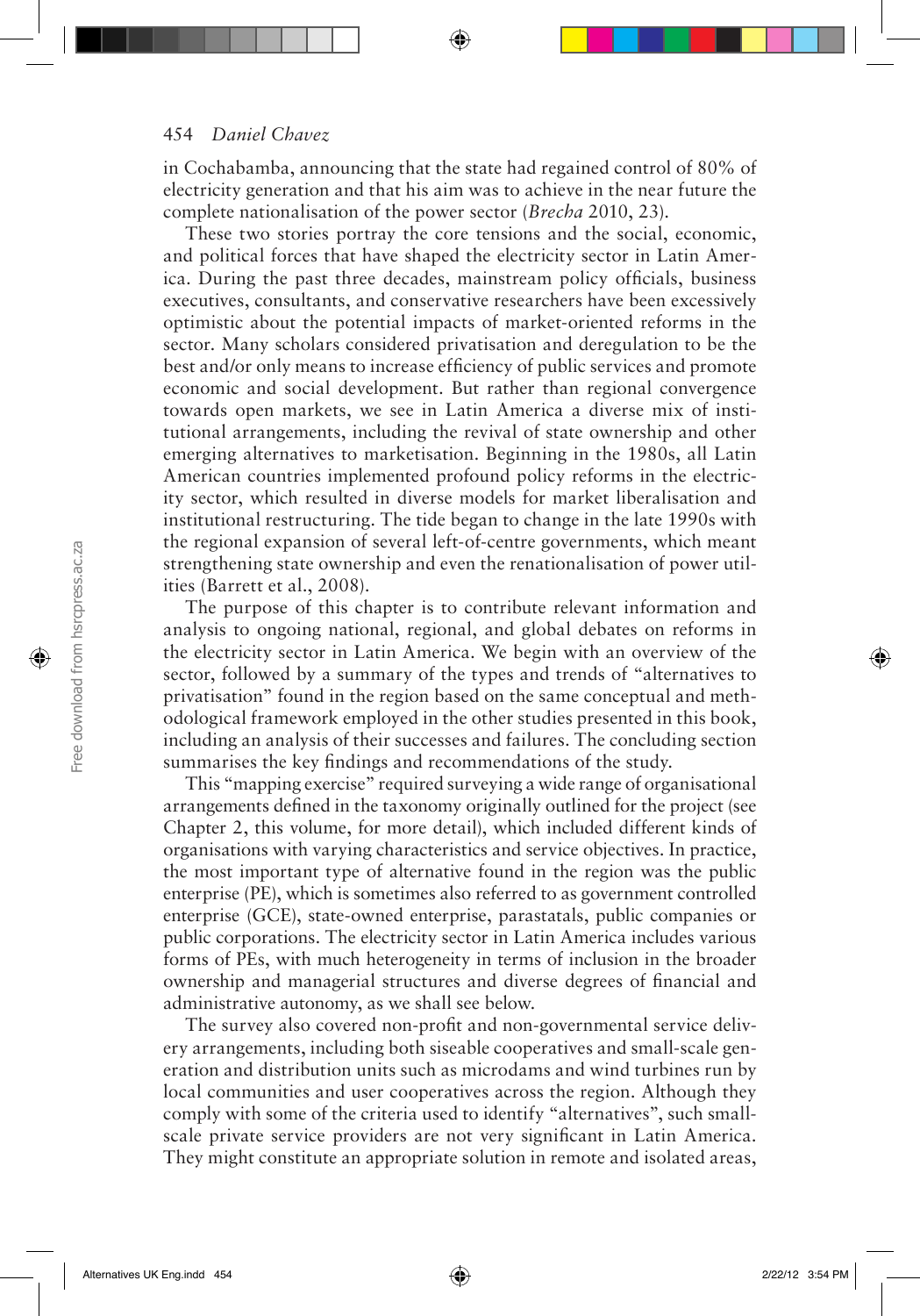in Cochabamba, announcing that the state had regained control of 80% of electricity generation and that his aim was to achieve in the near future the complete nationalisation of the power sector (*Brecha* 2010, 23).

These two stories portray the core tensions and the social, economic, and political forces that have shaped the electricity sector in Latin America. During the past three decades, mainstream policy officials, business executives, consultants, and conservative researchers have been excessively optimistic about the potential impacts of market-oriented reforms in the sector. Many scholars considered privatisation and deregulation to be the best and/or only means to increase efficiency of public services and promote economic and social development. But rather than regional convergence towards open markets, we see in Latin America a diverse mix of institutional arrangements, including the revival of state ownership and other emerging alternatives to marketisation. Beginning in the 1980s, all Latin American countries implemented profound policy reforms in the electricity sector, which resulted in diverse models for market liberalisation and institutional restructuring. The tide began to change in the late 1990s with the regional expansion of several left-of-centre governments, which meant strengthening state ownership and even the renationalisation of power utilities (Barrett et al., 2008).

The purpose of this chapter is to contribute relevant information and analysis to ongoing national, regional, and global debates on reforms in the electricity sector in Latin America. We begin with an overview of the sector, followed by a summary of the types and trends of "alternatives to privatisation" found in the region based on the same conceptual and methodological framework employed in the other studies presented in this book, including an analysis of their successes and failures. The concluding section summarises the key findings and recommendations of the study.

This "mapping exercise" required surveying a wide range of organisational arrangements defined in the taxonomy originally outlined for the project (see Chapter 2, this volume, for more detail), which included different kinds of organisations with varying characteristics and service objectives. In practice, the most important type of alternative found in the region was the public enterprise (PE), which is sometimes also referred to as government controlled enterprise (GCE), state-owned enterprise, parastatals, public companies or public corporations. The electricity sector in Latin America includes various forms of PEs, with much heterogeneity in terms of inclusion in the broader ownership and managerial structures and diverse degrees of financial and administrative autonomy, as we shall see below.

The survey also covered non-profit and non-governmental service delivery arrangements, including both siseable cooperatives and small-scale generation and distribution units such as microdams and wind turbines run by local communities and user cooperatives across the region. Although they comply with some of the criteria used to identify "alternatives", such small-scale private service providers are not very significant in Latin America. They might constitute an appropriate solution in remote and isolated areas,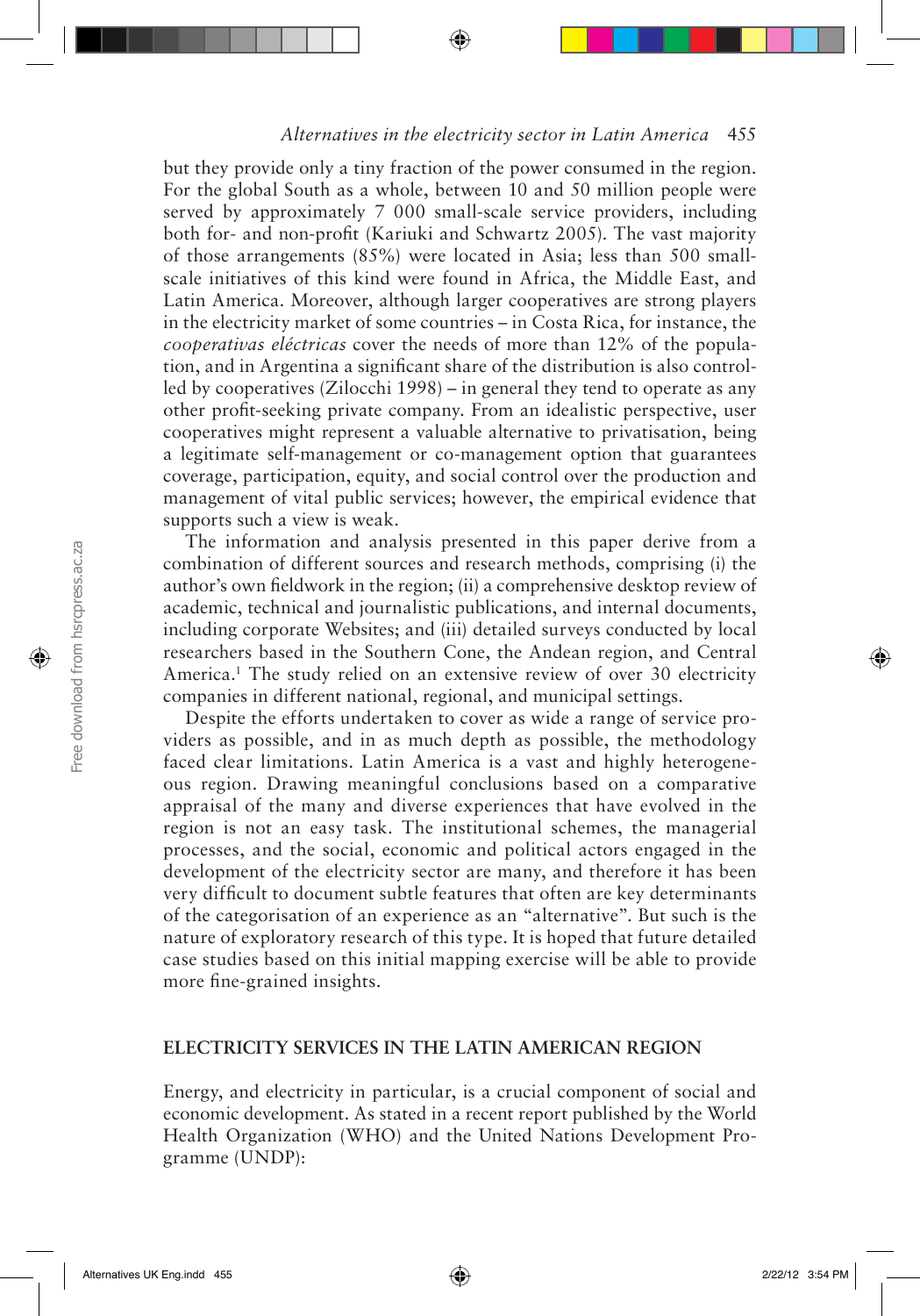but they provide only a tiny fraction of the power consumed in the region. For the global South as a whole, between 10 and 50 million people were served by approximately 7 000 small-scale service providers, including both for- and non-profit (Kariuki and Schwartz 2005). The vast majority of those arrangements (85%) were located in Asia; less than 500 small-scale initiatives of this kind were found in Africa, the Middle East, and Latin America. Moreover, although larger cooperatives are strong players in the electricity market of some countries – in Costa Rica, for instance, the *cooperativas eléctricas* cover the needs of more than 12% of the population, and in Argentina a significant share of the distribution is also controlled by cooperatives (Zilocchi 1998) – in general they tend to operate as any other profit-seeking private company. From an idealistic perspective, user cooperatives might represent a valuable alternative to privatisation, being a legitimate self-management or co-management option that guarantees coverage, participation, equity, and social control over the production and management of vital public services; however, the empirical evidence that supports such a view is weak.

The information and analysis presented in this paper derive from a combination of different sources and research methods, comprising (i) the author's own fieldwork in the region; (ii) a comprehensive desktop review of academic, technical and journalistic publications, and internal documents, including corporate Websites; and (iii) detailed surveys conducted by local researchers based in the Southern Cone, the Andean region, and Central America.[1] The study relied on an extensive review of over 30 electricity companies in different national, regional, and municipal settings.

Despite the efforts undertaken to cover as wide a range of service providers as possible, and in as much depth as possible, the methodology faced clear limitations. Latin America is a vast and highly heterogeneous region. Drawing meaningful conclusions based on a comparative appraisal of the many and diverse experiences that have evolved in the region is not an easy task. The institutional schemes, the managerial processes, and the social, economic and political actors engaged in the development of the electricity sector are many, and therefore it has been very difficult to document subtle features that often are key determinants of the categorisation of an experience as an "alternative". But such is the nature of exploratory research of this type. It is hoped that future detailed case studies based on this initial mapping exercise will be able to provide more fine-grained insights.

## ELECTRICITY SERVICES IN THE LATIN AMERICAN REGION

Energy, and electricity in particular, is a crucial component of social and economic development. As stated in a recent report published by the World Health Organization (WHO) and the United Nations Development Programme (UNDP):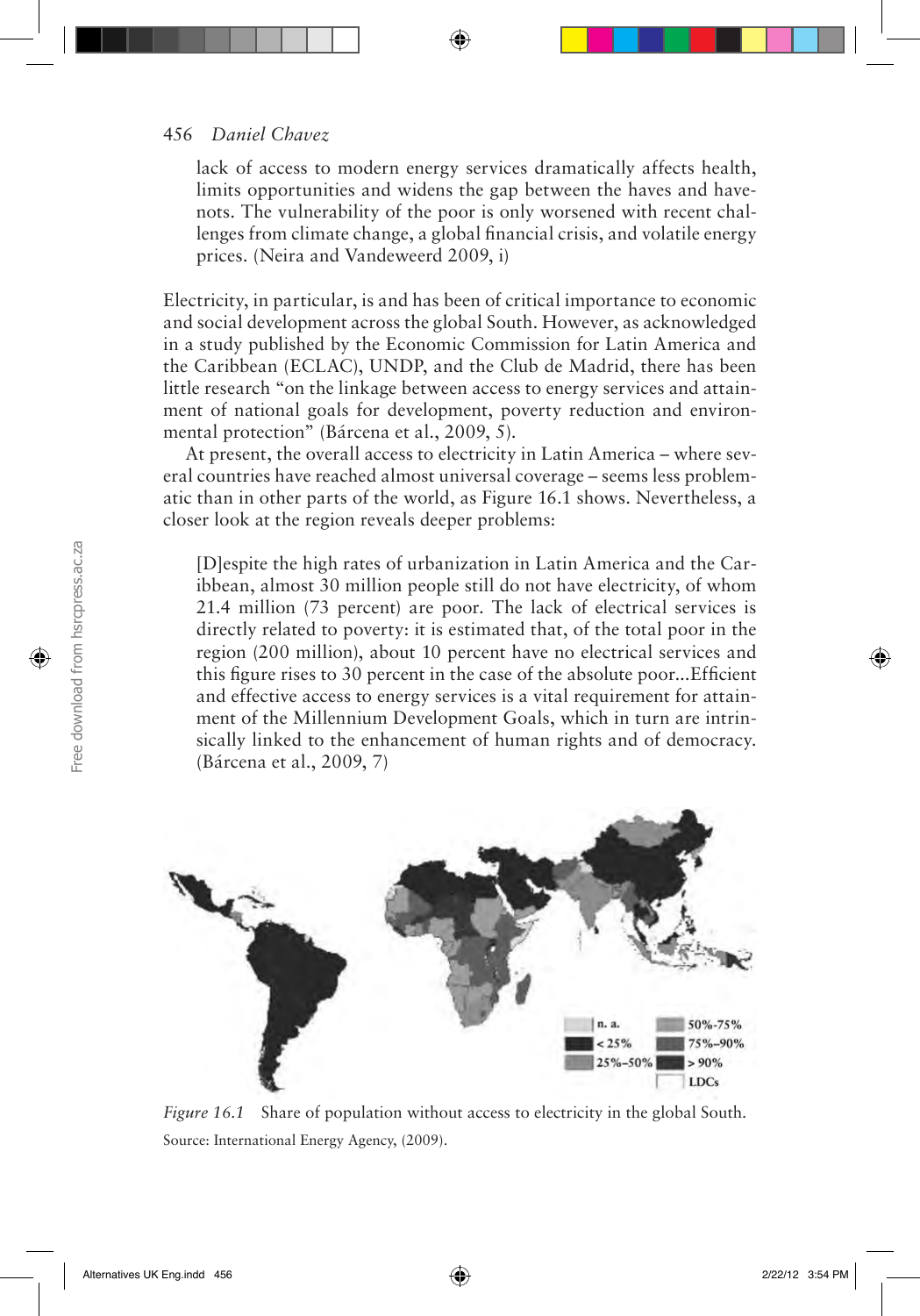lack of access to modern energy services dramatically affects health, limits opportunities and widens the gap between the haves and have-nots. The vulnerability of the poor is only worsened with recent challenges from climate change, a global financial crisis, and volatile energy prices. (Neira and Vandeweerd 2009, i)

Electricity, in particular, is and has been of critical importance to economic and social development across the global South. However, as acknowledged in a study published by the Economic Commission for Latin America and the Caribbean (ECLAC), UNDP, and the Club de Madrid, there has been little research "on the linkage between access to energy services and attainment of national goals for development, poverty reduction and environmental protection" (Bárcena et al., 2009, 5).

At present, the overall access to electricity in Latin America – where several countries have reached almost universal coverage – seems less problematic than in other parts of the world, as Figure 16.1 shows. Nevertheless, a closer look at the region reveals deeper problems:

> [D]espite the high rates of urbanization in Latin America and the Caribbean, almost 30 million people still do not have electricity, of whom 21.4 million (73 percent) are poor. The lack of electrical services is directly related to poverty: it is estimated that, of the total poor in the region (200 million), about 10 percent have no electrical services and this figure rises to 30 percent in the case of the absolute poor...Efficient and effective access to energy services is a vital requirement for attainment of the Millennium Development Goals, which in turn are intrinsically linked to the enhancement of human rights and of democracy. (Bárcena et al., 2009, 7)

n. a. | < 25% | 25%–50% | 50%–75% | 75%–90% | > 90% | LDCs

*Figure 16.1* Share of population without access to electricity in the global South.

Source: International Energy Agency, (2009).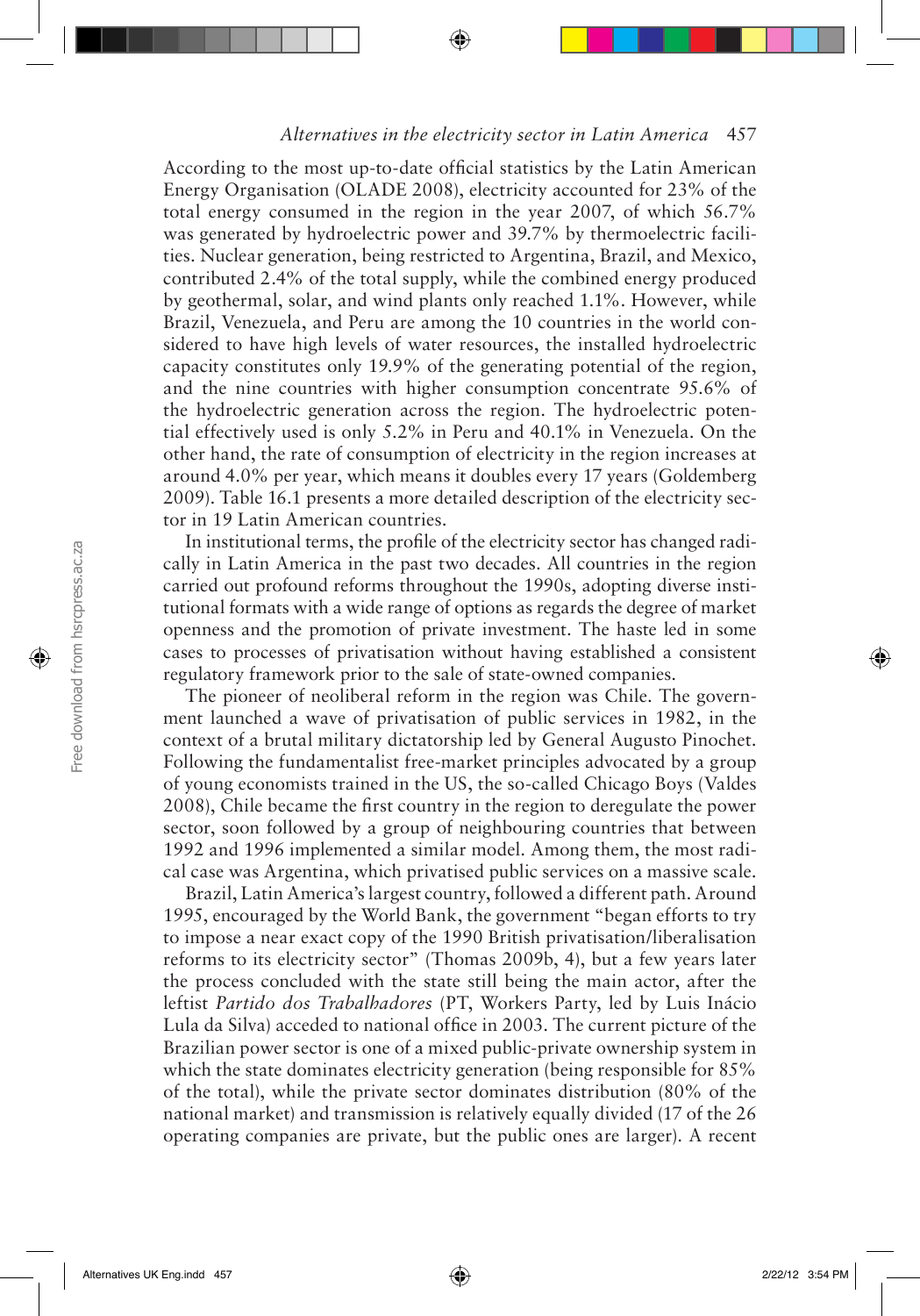According to the most up-to-date official statistics by the Latin American Energy Organisation (OLADE 2008), electricity accounted for 23% of the total energy consumed in the region in the year 2007, of which 56.7% was generated by hydroelectric power and 39.7% by thermoelectric facilities. Nuclear generation, being restricted to Argentina, Brazil, and Mexico, contributed 2.4% of the total supply, while the combined energy produced by geothermal, solar, and wind plants only reached 1.1%. However, while Brazil, Venezuela, and Peru are among the 10 countries in the world considered to have high levels of water resources, the installed hydroelectric capacity constitutes only 19.9% of the generating potential of the region, and the nine countries with higher consumption concentrate 95.6% of the hydroelectric generation across the region. The hydroelectric potential effectively used is only 5.2% in Peru and 40.1% in Venezuela. On the other hand, the rate of consumption of electricity in the region increases at around 4.0% per year, which means it doubles every 17 years (Goldemberg 2009). Table 16.1 presents a more detailed description of the electricity sector in 19 Latin American countries.

In institutional terms, the profile of the electricity sector has changed radically in Latin America in the past two decades. All countries in the region carried out profound reforms throughout the 1990s, adopting diverse institutional formats with a wide range of options as regards the degree of market openness and the promotion of private investment. The haste led in some cases to processes of privatisation without having established a consistent regulatory framework prior to the sale of state-owned companies.

The pioneer of neoliberal reform in the region was Chile. The government launched a wave of privatisation of public services in 1982, in the context of a brutal military dictatorship led by General Augusto Pinochet. Following the fundamentalist free-market principles advocated by a group of young economists trained in the US, the so-called Chicago Boys (Valdes 2008), Chile became the first country in the region to deregulate the power sector, soon followed by a group of neighbouring countries that between 1992 and 1996 implemented a similar model. Among them, the most radical case was Argentina, which privatised public services on a massive scale.

Brazil, Latin America's largest country, followed a different path. Around 1995, encouraged by the World Bank, the government "began efforts to try to impose a near exact copy of the 1990 British privatisation/liberalisation reforms to its electricity sector" (Thomas 2009b, 4), but a few years later the process concluded with the state still being the main actor, after the leftist *Partido dos Trabalhadores* (PT, Workers Party, led by Luis Inácio Lula da Silva) acceded to national office in 2003. The current picture of the Brazilian power sector is one of a mixed public-private ownership system in which the state dominates electricity generation (being responsible for 85% of the total), while the private sector dominates distribution (80% of the national market) and transmission is relatively equally divided (17 of the 26 operating companies are private, but the public ones are larger). A recent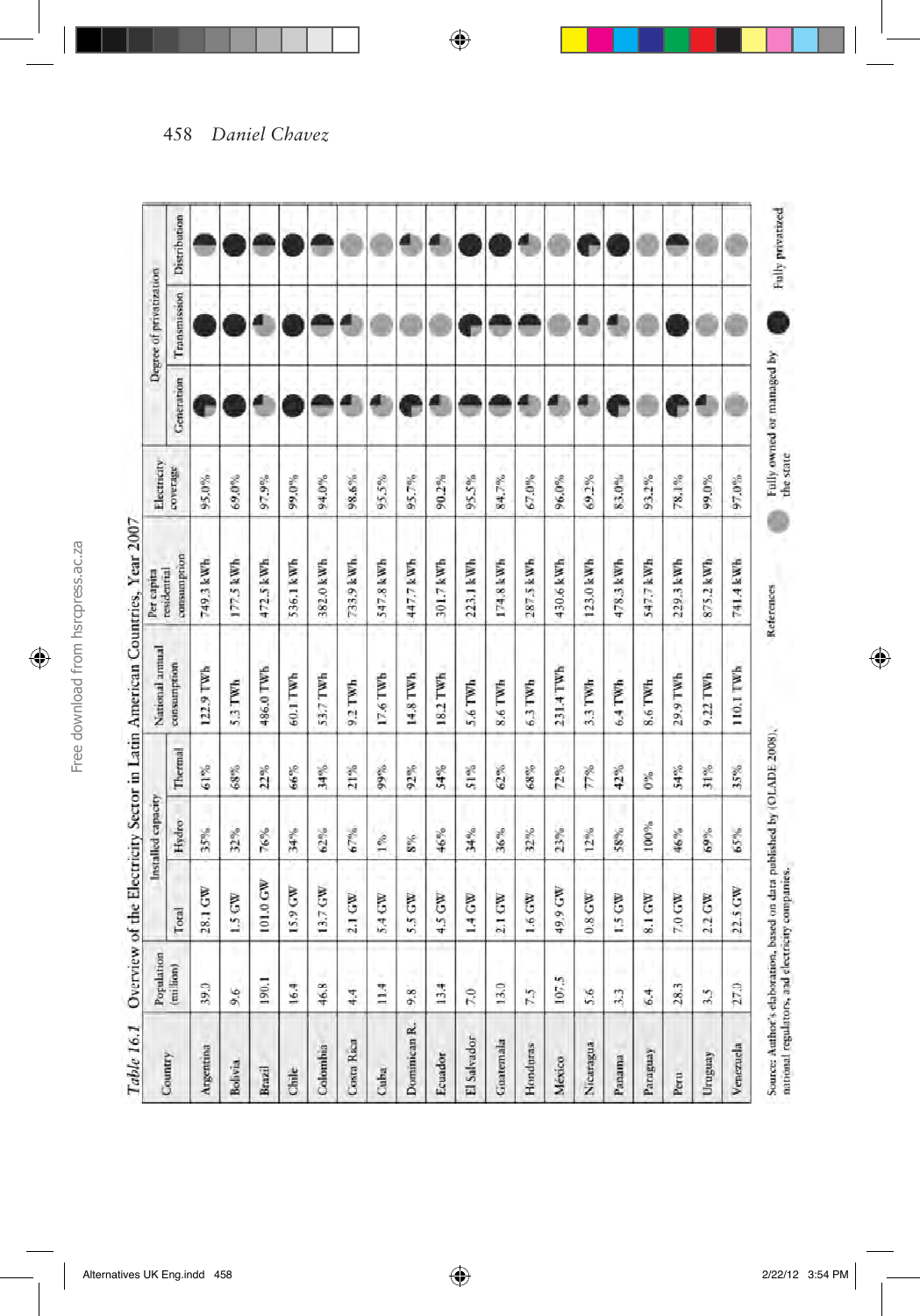*Table 16.1* Overview of the Electricity Sector in Latin American Countries, Year 2007

| Country | Population (million) | Installed capacity | | | National annual consumption | Per capita residential consumption | Electricity coverage | Degree of privatization | | |
|---|---|---|---|---|---|---|---|---|---|---|
| | | Total | Hydro | Thermal | | | | Generation | Transmission | Distribution |
| Argentina | 39.0 | 28.1 GW | 35% | 61% | 122.9 TWh | 749.3 kWh | 95.0% | | | |
| Bolivia | 9.6 | 1.5 GW | 32% | 68% | 5.3 TWh | 177.5 kWh | 69.0% | | | |
| Brazil | 190.1 | 101.0 GW | 76% | 22% | 486.0 TWh | 472.5 kWh | 97.9% | | | |
| Chile | 16.4 | 15.9 GW | 34% | 66% | 60.1 TWh | 536.1 kWh | 99.0% | | | |
| Colombia | 46.8 | 13.7 GW | 62% | 34% | 53.7 TWh | 382.0 kWh | 94.0% | | | |
| Costa Rica | 4.4 | 2.1 GW | 67% | 21% | 9.2 TWh | 733.9 kWh | 98.6% | | | |
| Cuba | 11.4 | 5.4 GW | 1% | 99% | 17.6 TWh | 547.8 kWh | 95.5% | | | |
| Dominican R. | 9.8 | 5.5 GW | 8% | 92% | 14.8 TWh | 447.7 kWh | 95.7% | | | |
| Ecuador | 13.4 | 4.5 GW | 46% | 54% | 18.2 TWh | 301.7 kWh | 90.2% | | | |
| El Salvador | 7.0 | 1.4 GW | 34% | 51% | 5.6 TWh | 223.1 kWh | 95.5% | | | |
| Guatemala | 13.0 | 2.1 GW | 36% | 62% | 8.6 TWh | 174.8 kWh | 84.7% | | | |
| Honduras | 7.5 | 1.6 GW | 32% | 68% | 6.3 TWh | 287.5 kWh | 67.0% | | | |
| Mexico | 107.5 | 49.9 GW | 23% | 72% | 231.4 TWh | 430.6 kWh | 96.0% | | | |
| Nicaragua | 5.6 | 0.8 GW | 12% | 77% | 3.3 TWh | 123.0 kWh | 69.2% | | | |
| Panama | 3.3 | 1.5 GW | 58% | 42% | 6.4 TWh | 478.3 kWh | 83.0% | | | |
| Paraguay | 6.4 | 8.1 GW | 100% | 0% | 8.6 TWh | 547.7 kWh | 93.2% | | | |
| Peru | 28.3 | 7.0 GW | 46% | 54% | 29.9 TWh | 229.3 kWh | 78.1% | | | |
| Uruguay | 3.5 | 2.2 GW | 69% | 31% | 9.22 TWh | 875.2 kWh | 99.0% | | | |
| Venezuela | 27.0 | 22.5 GW | 65% | 35% | 110.1 TWh | 741.4 kWh | 97.0% | | | |

Source: Author's elaboration, based on data published by (OLADE 2008), national regulators, and electricity companies.

References: Fully owned or managed by the state; Fully privatized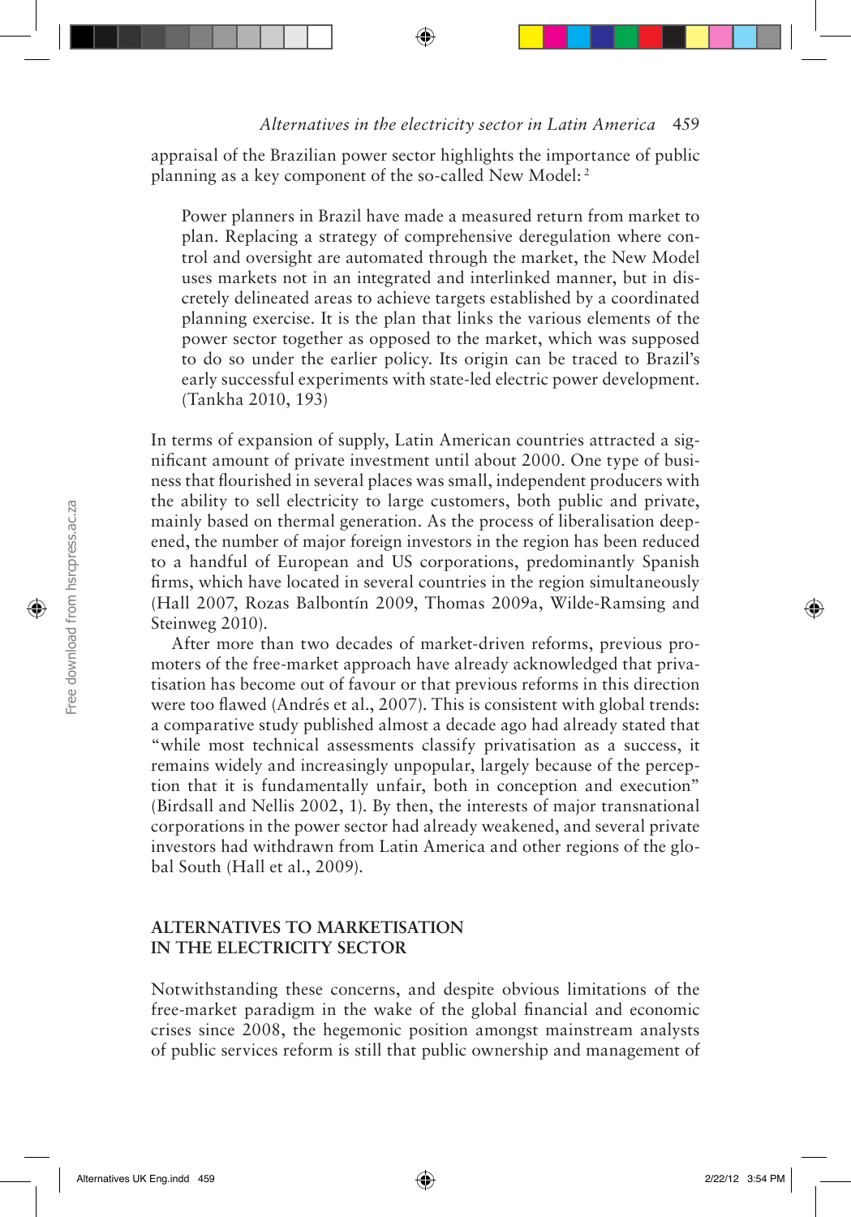appraisal of the Brazilian power sector highlights the importance of public planning as a key component of the so-called New Model: [2]

> Power planners in Brazil have made a measured return from market to plan. Replacing a strategy of comprehensive deregulation where control and oversight are automated through the market, the New Model uses markets not in an integrated and interlinked manner, but in discretely delineated areas to achieve targets established by a coordinated planning exercise. It is the plan that links the various elements of the power sector together as opposed to the market, which was supposed to do so under the earlier policy. Its origin can be traced to Brazil's early successful experiments with state-led electric power development. (Tankha 2010, 193)

In terms of expansion of supply, Latin American countries attracted a significant amount of private investment until about 2000. One type of business that flourished in several places was small, independent producers with the ability to sell electricity to large customers, both public and private, mainly based on thermal generation. As the process of liberalisation deepened, the number of major foreign investors in the region has been reduced to a handful of European and US corporations, predominantly Spanish firms, which have located in several countries in the region simultaneously (Hall 2007, Rozas Balbontín 2009, Thomas 2009a, Wilde-Ramsing and Steinweg 2010).

After more than two decades of market-driven reforms, previous promoters of the free-market approach have already acknowledged that privatisation has become out of favour or that previous reforms in this direction were too flawed (Andrés et al., 2007). This is consistent with global trends: a comparative study published almost a decade ago had already stated that "while most technical assessments classify privatisation as a success, it remains widely and increasingly unpopular, largely because of the perception that it is fundamentally unfair, both in conception and execution" (Birdsall and Nellis 2002, 1). By then, the interests of major transnational corporations in the power sector had already weakened, and several private investors had withdrawn from Latin America and other regions of the global South (Hall et al., 2009).

## ALTERNATIVES TO MARKETISATION IN THE ELECTRICITY SECTOR

Notwithstanding these concerns, and despite obvious limitations of the free-market paradigm in the wake of the global financial and economic crises since 2008, the hegemonic position amongst mainstream analysts of public services reform is still that public ownership and management of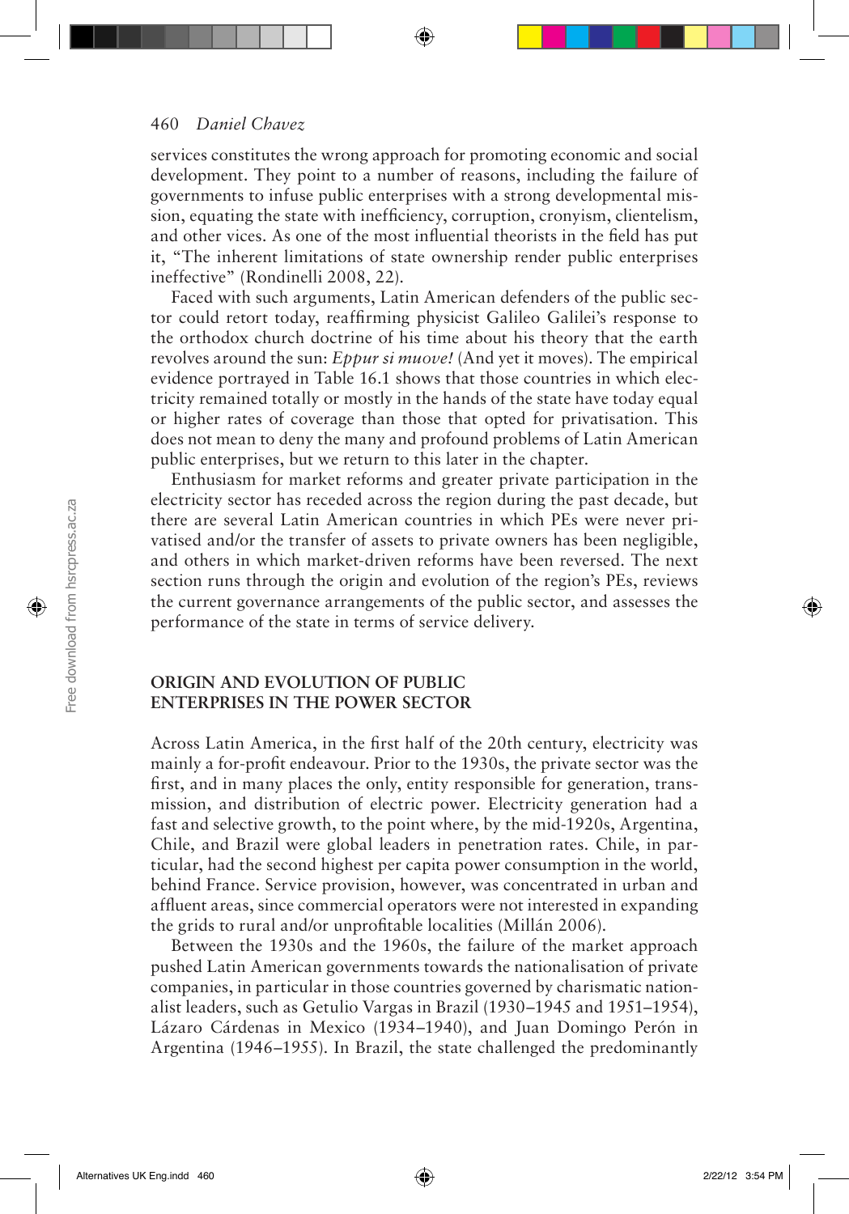services constitutes the wrong approach for promoting economic and social development. They point to a number of reasons, including the failure of governments to infuse public enterprises with a strong developmental mission, equating the state with inefficiency, corruption, cronyism, clientelism, and other vices. As one of the most influential theorists in the field has put it, "The inherent limitations of state ownership render public enterprises ineffective" (Rondinelli 2008, 22).

Faced with such arguments, Latin American defenders of the public sector could retort today, reaffirming physicist Galileo Galilei's response to the orthodox church doctrine of his time about his theory that the earth revolves around the sun: *Eppur si muove!* (And yet it moves). The empirical evidence portrayed in Table 16.1 shows that those countries in which electricity remained totally or mostly in the hands of the state have today equal or higher rates of coverage than those that opted for privatisation. This does not mean to deny the many and profound problems of Latin American public enterprises, but we return to this later in the chapter.

Enthusiasm for market reforms and greater private participation in the electricity sector has receded across the region during the past decade, but there are several Latin American countries in which PEs were never privatised and/or the transfer of assets to private owners has been negligible, and others in which market-driven reforms have been reversed. The next section runs through the origin and evolution of the region's PEs, reviews the current governance arrangements of the public sector, and assesses the performance of the state in terms of service delivery.

## ORIGIN AND EVOLUTION OF PUBLIC ENTERPRISES IN THE POWER SECTOR

Across Latin America, in the first half of the 20th century, electricity was mainly a for-profit endeavour. Prior to the 1930s, the private sector was the first, and in many places the only, entity responsible for generation, transmission, and distribution of electric power. Electricity generation had a fast and selective growth, to the point where, by the mid-1920s, Argentina, Chile, and Brazil were global leaders in penetration rates. Chile, in particular, had the second highest per capita power consumption in the world, behind France. Service provision, however, was concentrated in urban and affluent areas, since commercial operators were not interested in expanding the grids to rural and/or unprofitable localities (Millán 2006).

Between the 1930s and the 1960s, the failure of the market approach pushed Latin American governments towards the nationalisation of private companies, in particular in those countries governed by charismatic nationalist leaders, such as Getulio Vargas in Brazil (1930–1945 and 1951–1954), Lázaro Cárdenas in Mexico (1934–1940), and Juan Domingo Perón in Argentina (1946–1955). In Brazil, the state challenged the predominantly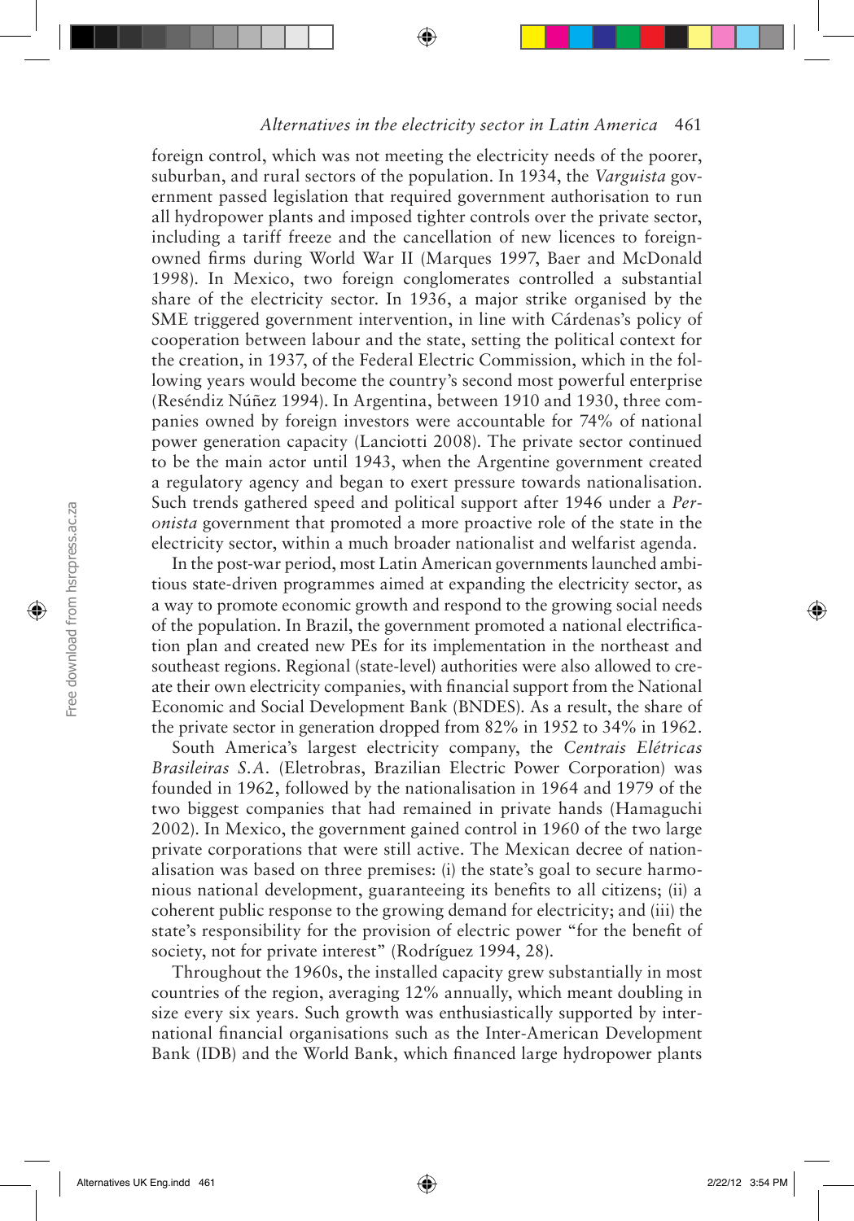foreign control, which was not meeting the electricity needs of the poorer, suburban, and rural sectors of the population. In 1934, the *Varguista* government passed legislation that required government authorisation to run all hydropower plants and imposed tighter controls over the private sector, including a tariff freeze and the cancellation of new licences to foreign-owned firms during World War II (Marques 1997, Baer and McDonald 1998). In Mexico, two foreign conglomerates controlled a substantial share of the electricity sector. In 1936, a major strike organised by the SME triggered government intervention, in line with Cárdenas's policy of cooperation between labour and the state, setting the political context for the creation, in 1937, of the Federal Electric Commission, which in the following years would become the country's second most powerful enterprise (Reséndiz Núñez 1994). In Argentina, between 1910 and 1930, three companies owned by foreign investors were accountable for 74% of national power generation capacity (Lanciotti 2008). The private sector continued to be the main actor until 1943, when the Argentine government created a regulatory agency and began to exert pressure towards nationalisation. Such trends gathered speed and political support after 1946 under a *Peronista* government that promoted a more proactive role of the state in the electricity sector, within a much broader nationalist and welfarist agenda.

In the post-war period, most Latin American governments launched ambitious state-driven programmes aimed at expanding the electricity sector, as a way to promote economic growth and respond to the growing social needs of the population. In Brazil, the government promoted a national electrification plan and created new PEs for its implementation in the northeast and southeast regions. Regional (state-level) authorities were also allowed to create their own electricity companies, with financial support from the National Economic and Social Development Bank (BNDES). As a result, the share of the private sector in generation dropped from 82% in 1952 to 34% in 1962.

South America's largest electricity company, the *Centrais Elétricas Brasileiras S.A.* (Eletrobras, Brazilian Electric Power Corporation) was founded in 1962, followed by the nationalisation in 1964 and 1979 of the two biggest companies that had remained in private hands (Hamaguchi 2002). In Mexico, the government gained control in 1960 of the two large private corporations that were still active. The Mexican decree of nationalisation was based on three premises: (i) the state's goal to secure harmonious national development, guaranteeing its benefits to all citizens; (ii) a coherent public response to the growing demand for electricity; and (iii) the state's responsibility for the provision of electric power "for the benefit of society, not for private interest" (Rodríguez 1994, 28).

Throughout the 1960s, the installed capacity grew substantially in most countries of the region, averaging 12% annually, which meant doubling in size every six years. Such growth was enthusiastically supported by international financial organisations such as the Inter-American Development Bank (IDB) and the World Bank, which financed large hydropower plants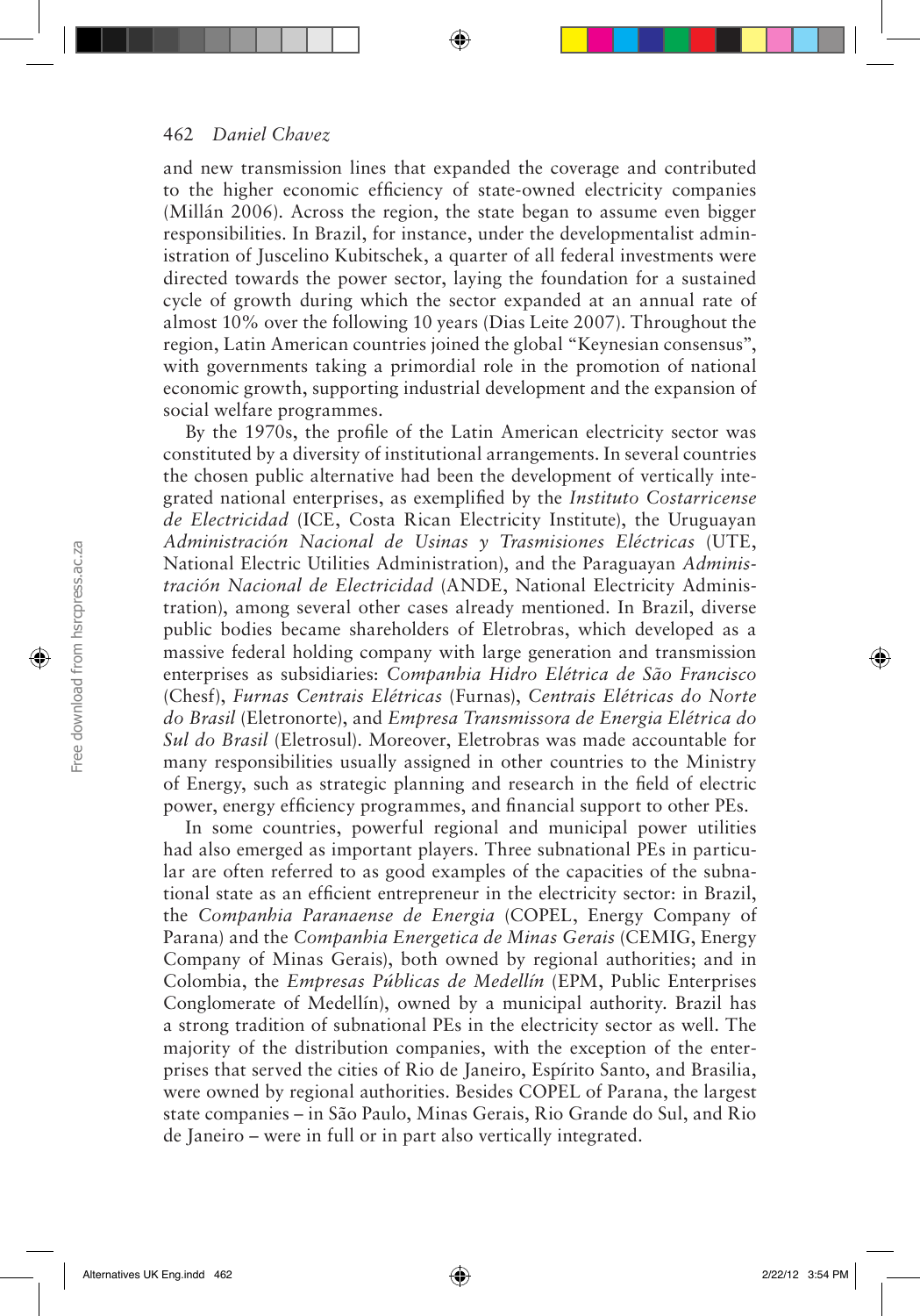and new transmission lines that expanded the coverage and contributed to the higher economic efficiency of state-owned electricity companies (Millán 2006). Across the region, the state began to assume even bigger responsibilities. In Brazil, for instance, under the developmentalist administration of Juscelino Kubitschek, a quarter of all federal investments were directed towards the power sector, laying the foundation for a sustained cycle of growth during which the sector expanded at an annual rate of almost 10% over the following 10 years (Dias Leite 2007). Throughout the region, Latin American countries joined the global "Keynesian consensus", with governments taking a primordial role in the promotion of national economic growth, supporting industrial development and the expansion of social welfare programmes.

By the 1970s, the profile of the Latin American electricity sector was constituted by a diversity of institutional arrangements. In several countries the chosen public alternative had been the development of vertically integrated national enterprises, as exemplified by the *Instituto Costarricense de Electricidad* (ICE, Costa Rican Electricity Institute), the Uruguayan *Administración Nacional de Usinas y Trasmisiones Eléctricas* (UTE, National Electric Utilities Administration), and the Paraguayan *Administración Nacional de Electricidad* (ANDE, National Electricity Administration), among several other cases already mentioned. In Brazil, diverse public bodies became shareholders of Eletrobras, which developed as a massive federal holding company with large generation and transmission enterprises as subsidiaries: *Companhia Hidro Elétrica de São Francisco* (Chesf), *Furnas Centrais Elétricas* (Furnas), *Centrais Elétricas do Norte do Brasil* (Eletronorte), and *Empresa Transmissora de Energia Elétrica do Sul do Brasil* (Eletrosul). Moreover, Eletrobras was made accountable for many responsibilities usually assigned in other countries to the Ministry of Energy, such as strategic planning and research in the field of electric power, energy efficiency programmes, and financial support to other PEs.

In some countries, powerful regional and municipal power utilities had also emerged as important players. Three subnational PEs in particular are often referred to as good examples of the capacities of the subnational state as an efficient entrepreneur in the electricity sector: in Brazil, the *Companhia Paranaense de Energia* (COPEL, Energy Company of Parana) and the *Companhia Energetica de Minas Gerais* (CEMIG, Energy Company of Minas Gerais), both owned by regional authorities; and in Colombia, the *Empresas Públicas de Medellín* (EPM, Public Enterprises Conglomerate of Medellín), owned by a municipal authority. Brazil has a strong tradition of subnational PEs in the electricity sector as well. The majority of the distribution companies, with the exception of the enterprises that served the cities of Rio de Janeiro, Espírito Santo, and Brasilia, were owned by regional authorities. Besides COPEL of Parana, the largest state companies – in São Paulo, Minas Gerais, Rio Grande do Sul, and Rio de Janeiro – were in full or in part also vertically integrated.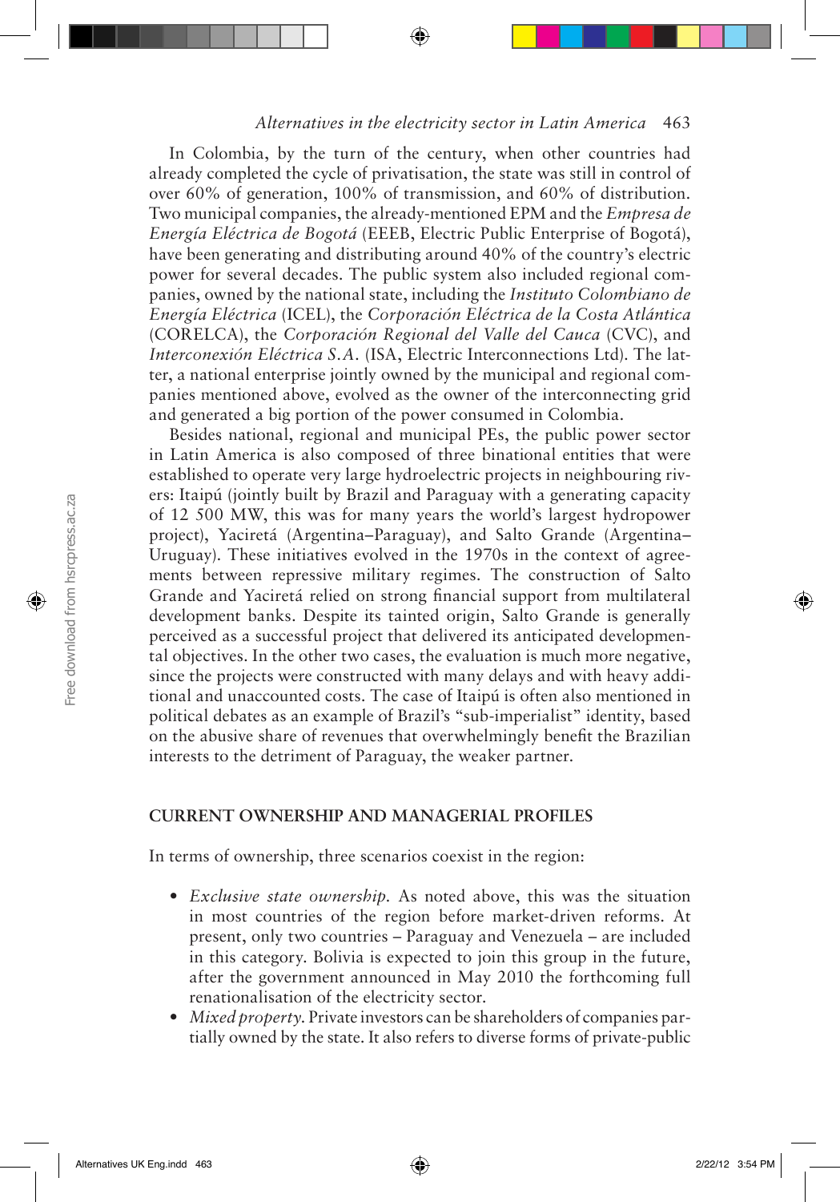In Colombia, by the turn of the century, when other countries had already completed the cycle of privatisation, the state was still in control of over 60% of generation, 100% of transmission, and 60% of distribution. Two municipal companies, the already-mentioned EPM and the *Empresa de Energía Eléctrica de Bogotá* (EEEB, Electric Public Enterprise of Bogotá), have been generating and distributing around 40% of the country's electric power for several decades. The public system also included regional companies, owned by the national state, including the *Instituto Colombiano de Energía Eléctrica* (ICEL), the *Corporación Eléctrica de la Costa Atlántica* (CORELCA), the *Corporación Regional del Valle del Cauca* (CVC), and *Interconexión Eléctrica S.A.* (ISA, Electric Interconnections Ltd). The latter, a national enterprise jointly owned by the municipal and regional companies mentioned above, evolved as the owner of the interconnecting grid and generated a big portion of the power consumed in Colombia.

Besides national, regional and municipal PEs, the public power sector in Latin America is also composed of three binational entities that were established to operate very large hydroelectric projects in neighbouring rivers: Itaipú (jointly built by Brazil and Paraguay with a generating capacity of 12 500 MW, this was for many years the world's largest hydropower project), Yaciretá (Argentina–Paraguay), and Salto Grande (Argentina–Uruguay). These initiatives evolved in the 1970s in the context of agreements between repressive military regimes. The construction of Salto Grande and Yaciretá relied on strong financial support from multilateral development banks. Despite its tainted origin, Salto Grande is generally perceived as a successful project that delivered its anticipated developmental objectives. In the other two cases, the evaluation is much more negative, since the projects were constructed with many delays and with heavy additional and unaccounted costs. The case of Itaipú is often also mentioned in political debates as an example of Brazil's "sub-imperialist" identity, based on the abusive share of revenues that overwhelmingly benefit the Brazilian interests to the detriment of Paraguay, the weaker partner.

## CURRENT OWNERSHIP AND MANAGERIAL PROFILES

In terms of ownership, three scenarios coexist in the region:

- *Exclusive state ownership.* As noted above, this was the situation in most countries of the region before market-driven reforms. At present, only two countries – Paraguay and Venezuela – are included in this category. Bolivia is expected to join this group in the future, after the government announced in May 2010 the forthcoming full renationalisation of the electricity sector.
- *Mixed property.* Private investors can be shareholders of companies partially owned by the state. It also refers to diverse forms of private-public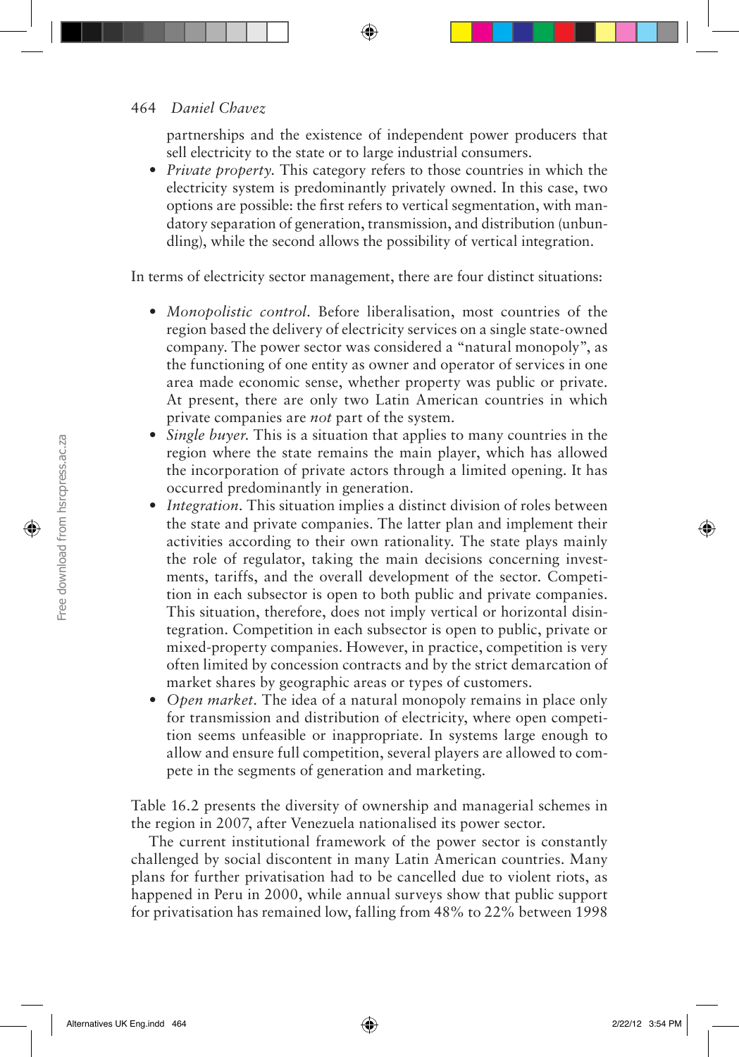partnerships and the existence of independent power producers that sell electricity to the state or to large industrial consumers.

- *Private property.* This category refers to those countries in which the electricity system is predominantly privately owned. In this case, two options are possible: the first refers to vertical segmentation, with mandatory separation of generation, transmission, and distribution (unbundling), while the second allows the possibility of vertical integration.

In terms of electricity sector management, there are four distinct situations:

- *Monopolistic control.* Before liberalisation, most countries of the region based the delivery of electricity services on a single state-owned company. The power sector was considered a "natural monopoly", as the functioning of one entity as owner and operator of services in one area made economic sense, whether property was public or private. At present, there are only two Latin American countries in which private companies are *not* part of the system.
- *Single buyer.* This is a situation that applies to many countries in the region where the state remains the main player, which has allowed the incorporation of private actors through a limited opening. It has occurred predominantly in generation.
- *Integration.* This situation implies a distinct division of roles between the state and private companies. The latter plan and implement their activities according to their own rationality. The state plays mainly the role of regulator, taking the main decisions concerning investments, tariffs, and the overall development of the sector. Competition in each subsector is open to both public and private companies. This situation, therefore, does not imply vertical or horizontal disintegration. Competition in each subsector is open to public, private or mixed-property companies. However, in practice, competition is very often limited by concession contracts and by the strict demarcation of market shares by geographic areas or types of customers.
- *Open market.* The idea of a natural monopoly remains in place only for transmission and distribution of electricity, where open competition seems unfeasible or inappropriate. In systems large enough to allow and ensure full competition, several players are allowed to compete in the segments of generation and marketing.

Table 16.2 presents the diversity of ownership and managerial schemes in the region in 2007, after Venezuela nationalised its power sector.

The current institutional framework of the power sector is constantly challenged by social discontent in many Latin American countries. Many plans for further privatisation had to be cancelled due to violent riots, as happened in Peru in 2000, while annual surveys show that public support for privatisation has remained low, falling from 48% to 22% between 1998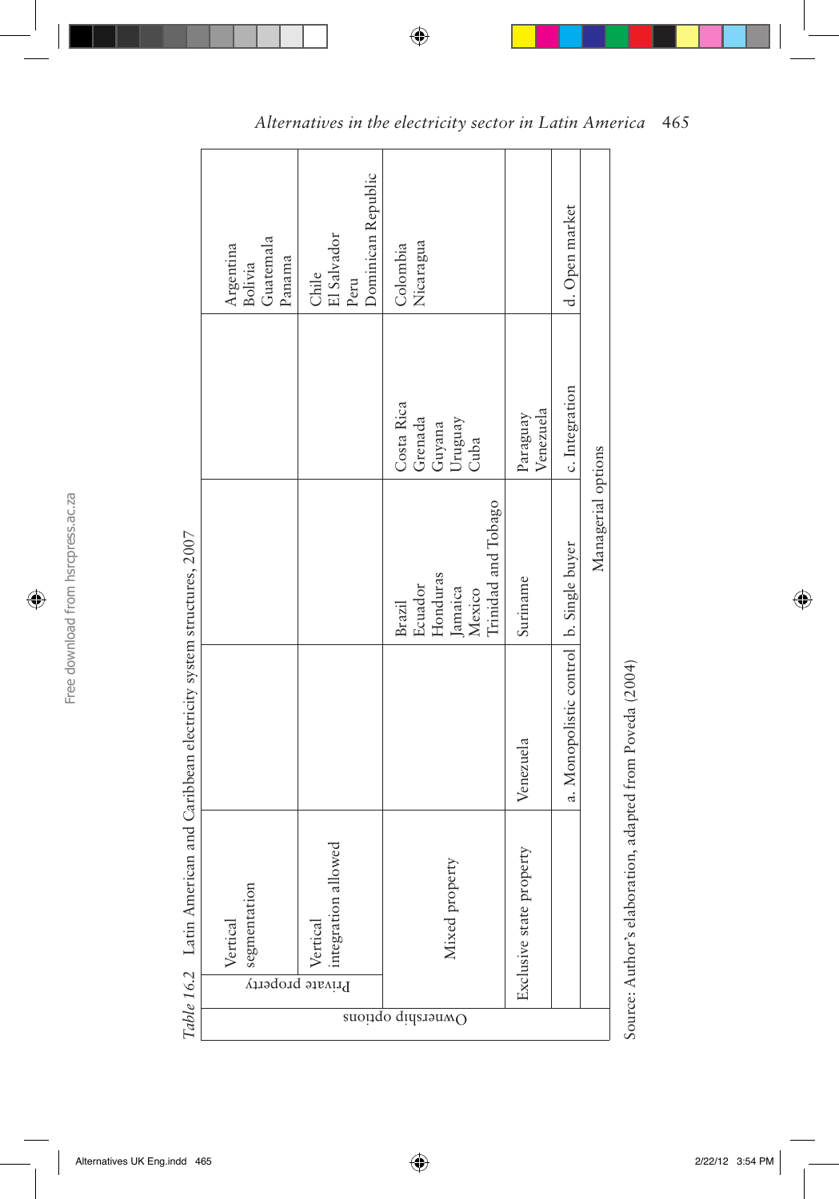*Table 16.2* Latin American and Caribbean electricity system structures, 2007

| Ownership options | | a. Monopolistic control | b. Single buyer | c. Integration | d. Open market |
|---|---|---|---|---|---|
| Private property | Vertical segmentation | | | | Argentina<br>Bolivia<br>Guatemala<br>Panama |
| | Vertical integration allowed | | | | Chile<br>El Salvador<br>Peru<br>Dominican Republic |
| Mixed property | | | Brazil<br>Ecuador<br>Honduras<br>Jamaica<br>Mexico<br>Trinidad and Tobago | Costa Rica<br>Grenada<br>Guyana<br>Uruguay<br>Cuba | Colombia<br>Nicaragua |
| Exclusive state property | | Venezuela | Suriname | Paraguay<br>Venezuela | |
| | | Managerial options | | | |

Source: Author's elaboration, adapted from Poveda (2004)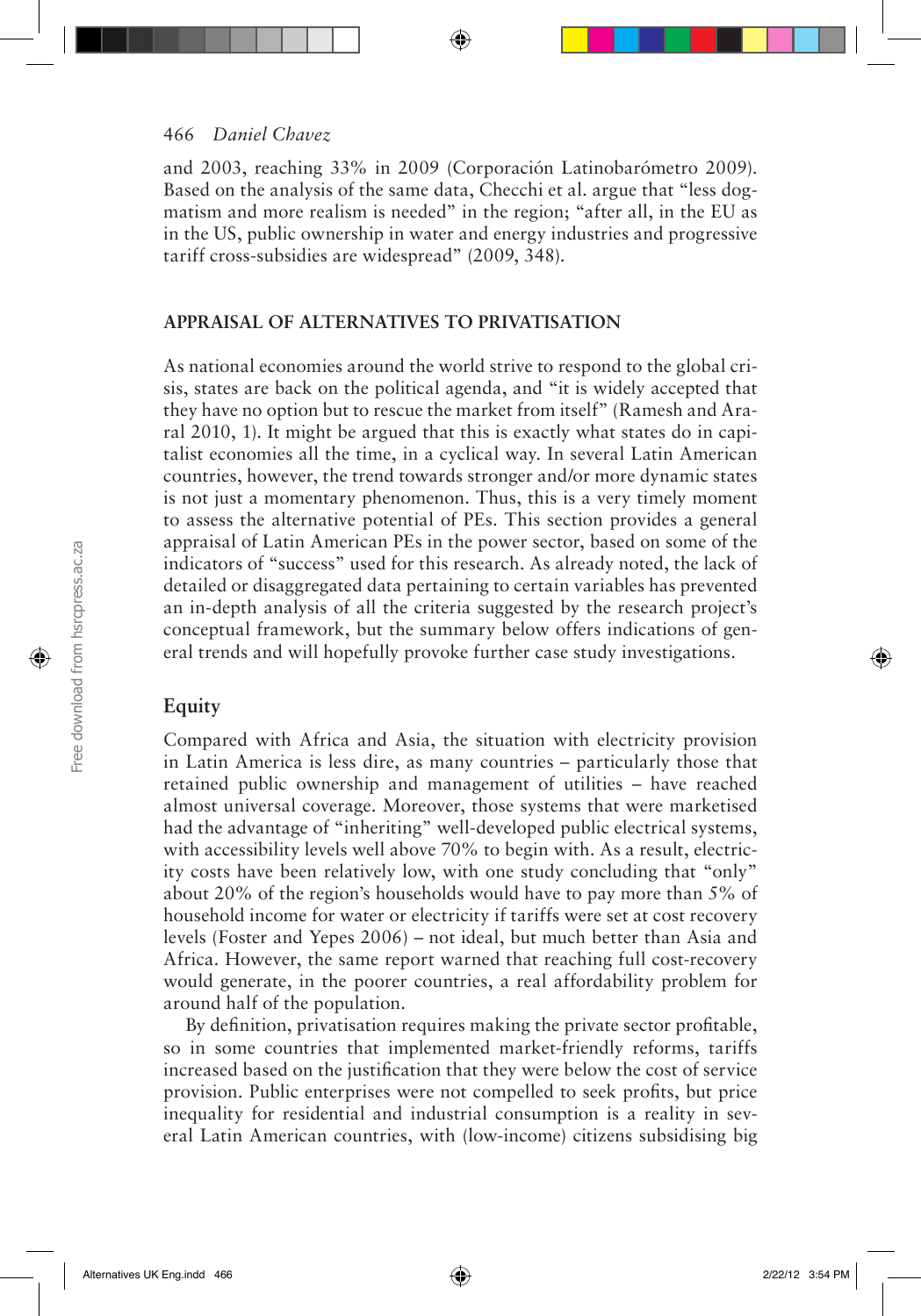and 2003, reaching 33% in 2009 (Corporación Latinobarómetro 2009). Based on the analysis of the same data, Checchi et al. argue that "less dogmatism and more realism is needed" in the region; "after all, in the EU as in the US, public ownership in water and energy industries and progressive tariff cross-subsidies are widespread" (2009, 348).

## APPRAISAL OF ALTERNATIVES TO PRIVATISATION

As national economies around the world strive to respond to the global crisis, states are back on the political agenda, and "it is widely accepted that they have no option but to rescue the market from itself" (Ramesh and Araral 2010, 1). It might be argued that this is exactly what states do in capitalist economies all the time, in a cyclical way. In several Latin American countries, however, the trend towards stronger and/or more dynamic states is not just a momentary phenomenon. Thus, this is a very timely moment to assess the alternative potential of PEs. This section provides a general appraisal of Latin American PEs in the power sector, based on some of the indicators of "success" used for this research. As already noted, the lack of detailed or disaggregated data pertaining to certain variables has prevented an in-depth analysis of all the criteria suggested by the research project's conceptual framework, but the summary below offers indications of general trends and will hopefully provoke further case study investigations.

### Equity

Compared with Africa and Asia, the situation with electricity provision in Latin America is less dire, as many countries – particularly those that retained public ownership and management of utilities – have reached almost universal coverage. Moreover, those systems that were marketised had the advantage of "inheriting" well-developed public electrical systems, with accessibility levels well above 70% to begin with. As a result, electricity costs have been relatively low, with one study concluding that "only" about 20% of the region's households would have to pay more than 5% of household income for water or electricity if tariffs were set at cost recovery levels (Foster and Yepes 2006) – not ideal, but much better than Asia and Africa. However, the same report warned that reaching full cost-recovery would generate, in the poorer countries, a real affordability problem for around half of the population.

By definition, privatisation requires making the private sector profitable, so in some countries that implemented market-friendly reforms, tariffs increased based on the justification that they were below the cost of service provision. Public enterprises were not compelled to seek profits, but price inequality for residential and industrial consumption is a reality in several Latin American countries, with (low-income) citizens subsidising big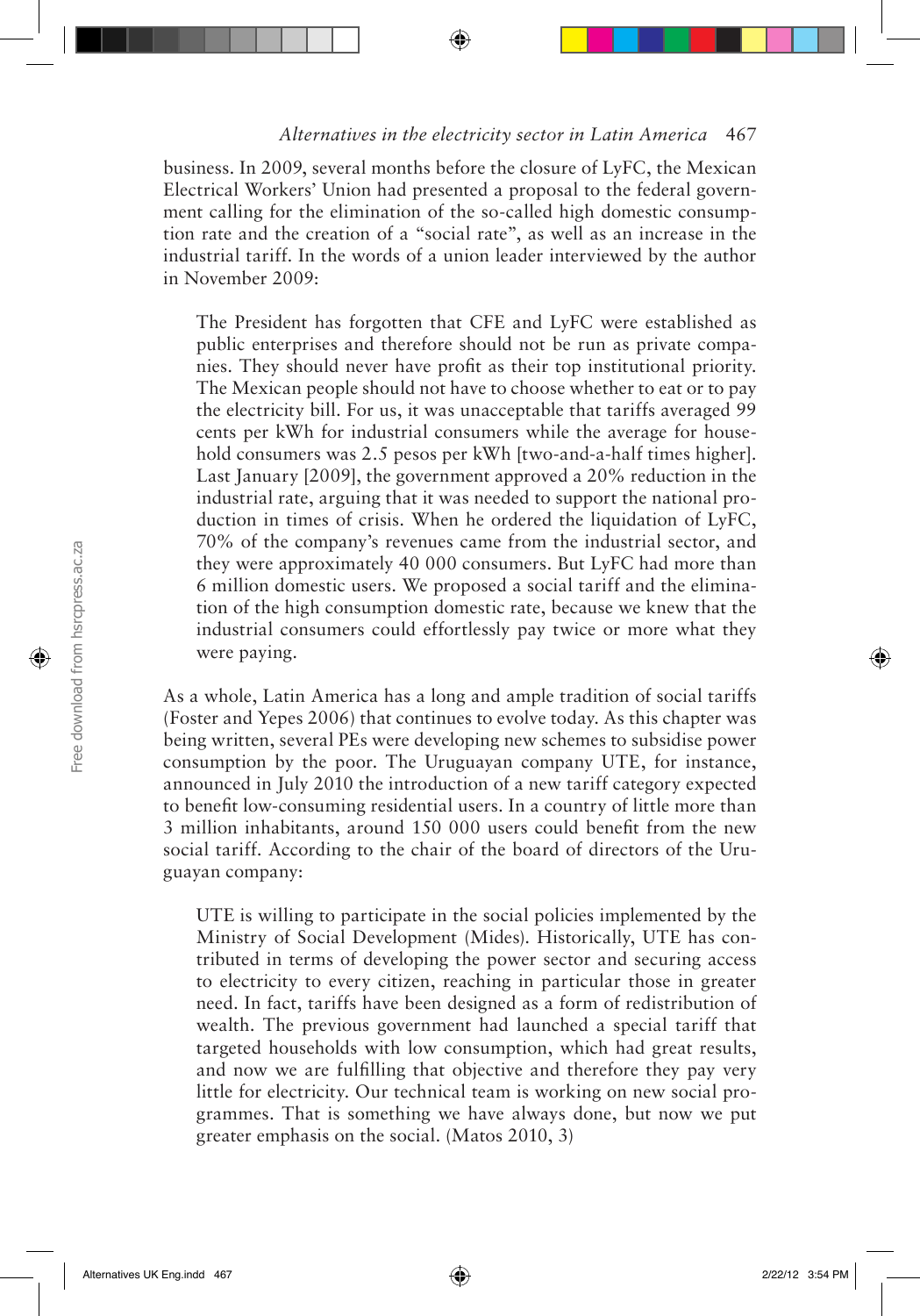business. In 2009, several months before the closure of LyFC, the Mexican Electrical Workers' Union had presented a proposal to the federal government calling for the elimination of the so-called high domestic consumption rate and the creation of a "social rate", as well as an increase in the industrial tariff. In the words of a union leader interviewed by the author in November 2009:

> The President has forgotten that CFE and LyFC were established as public enterprises and therefore should not be run as private companies. They should never have profit as their top institutional priority. The Mexican people should not have to choose whether to eat or to pay the electricity bill. For us, it was unacceptable that tariffs averaged 99 cents per kWh for industrial consumers while the average for household consumers was 2.5 pesos per kWh [two-and-a-half times higher]. Last January [2009], the government approved a 20% reduction in the industrial rate, arguing that it was needed to support the national production in times of crisis. When he ordered the liquidation of LyFC, 70% of the company's revenues came from the industrial sector, and they were approximately 40 000 consumers. But LyFC had more than 6 million domestic users. We proposed a social tariff and the elimination of the high consumption domestic rate, because we knew that the industrial consumers could effortlessly pay twice or more what they were paying.

As a whole, Latin America has a long and ample tradition of social tariffs (Foster and Yepes 2006) that continues to evolve today. As this chapter was being written, several PEs were developing new schemes to subsidise power consumption by the poor. The Uruguayan company UTE, for instance, announced in July 2010 the introduction of a new tariff category expected to benefit low-consuming residential users. In a country of little more than 3 million inhabitants, around 150 000 users could benefit from the new social tariff. According to the chair of the board of directors of the Uruguayan company:

> UTE is willing to participate in the social policies implemented by the Ministry of Social Development (Mides). Historically, UTE has contributed in terms of developing the power sector and securing access to electricity to every citizen, reaching in particular those in greater need. In fact, tariffs have been designed as a form of redistribution of wealth. The previous government had launched a special tariff that targeted households with low consumption, which had great results, and now we are fulfilling that objective and therefore they pay very little for electricity. Our technical team is working on new social programmes. That is something we have always done, but now we put greater emphasis on the social. (Matos 2010, 3)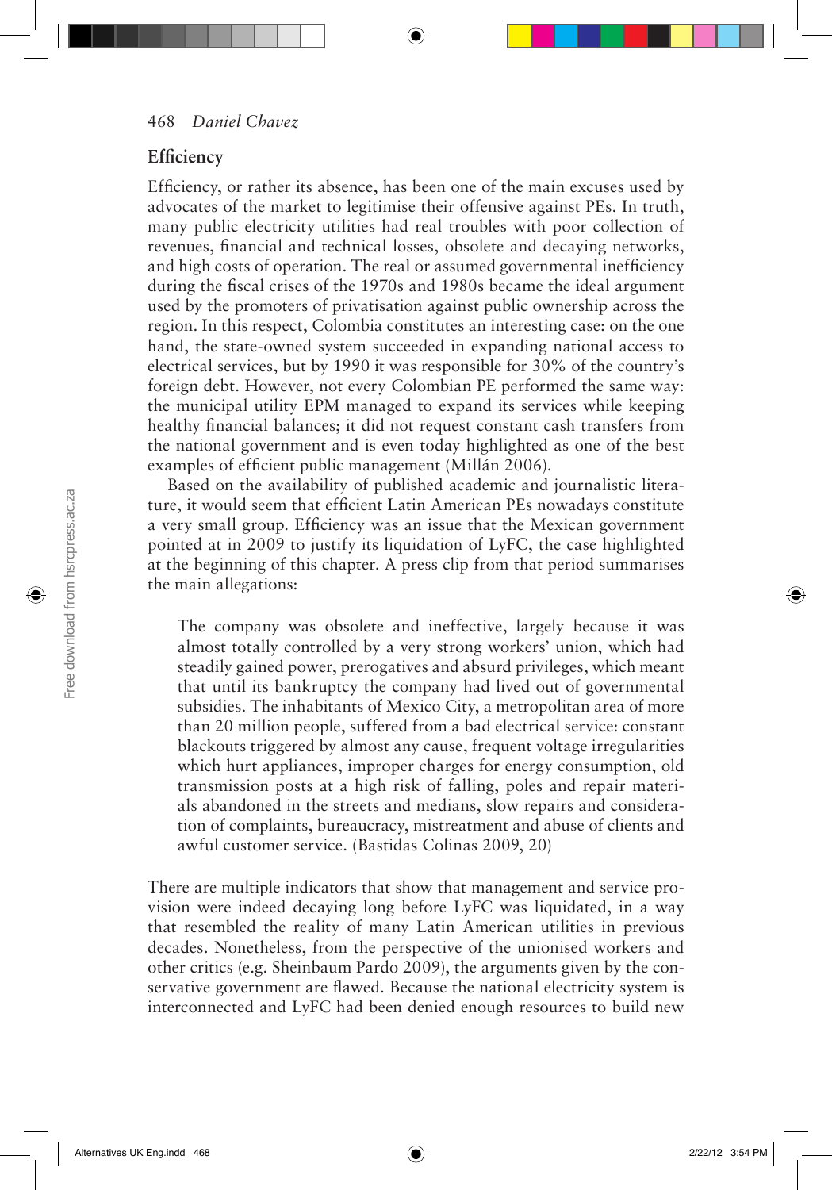## Efficiency

Efficiency, or rather its absence, has been one of the main excuses used by advocates of the market to legitimise their offensive against PEs. In truth, many public electricity utilities had real troubles with poor collection of revenues, financial and technical losses, obsolete and decaying networks, and high costs of operation. The real or assumed governmental inefficiency during the fiscal crises of the 1970s and 1980s became the ideal argument used by the promoters of privatisation against public ownership across the region. In this respect, Colombia constitutes an interesting case: on the one hand, the state-owned system succeeded in expanding national access to electrical services, but by 1990 it was responsible for 30% of the country's foreign debt. However, not every Colombian PE performed the same way: the municipal utility EPM managed to expand its services while keeping healthy financial balances; it did not request constant cash transfers from the national government and is even today highlighted as one of the best examples of efficient public management (Millán 2006).

Based on the availability of published academic and journalistic literature, it would seem that efficient Latin American PEs nowadays constitute a very small group. Efficiency was an issue that the Mexican government pointed at in 2009 to justify its liquidation of LyFC, the case highlighted at the beginning of this chapter. A press clip from that period summarises the main allegations:

> The company was obsolete and ineffective, largely because it was almost totally controlled by a very strong workers' union, which had steadily gained power, prerogatives and absurd privileges, which meant that until its bankruptcy the company had lived out of governmental subsidies. The inhabitants of Mexico City, a metropolitan area of more than 20 million people, suffered from a bad electrical service: constant blackouts triggered by almost any cause, frequent voltage irregularities which hurt appliances, improper charges for energy consumption, old transmission posts at a high risk of falling, poles and repair materials abandoned in the streets and medians, slow repairs and consideration of complaints, bureaucracy, mistreatment and abuse of clients and awful customer service. (Bastidas Colinas 2009, 20)

There are multiple indicators that show that management and service provision were indeed decaying long before LyFC was liquidated, in a way that resembled the reality of many Latin American utilities in previous decades. Nonetheless, from the perspective of the unionised workers and other critics (e.g. Sheinbaum Pardo 2009), the arguments given by the conservative government are flawed. Because the national electricity system is interconnected and LyFC had been denied enough resources to build new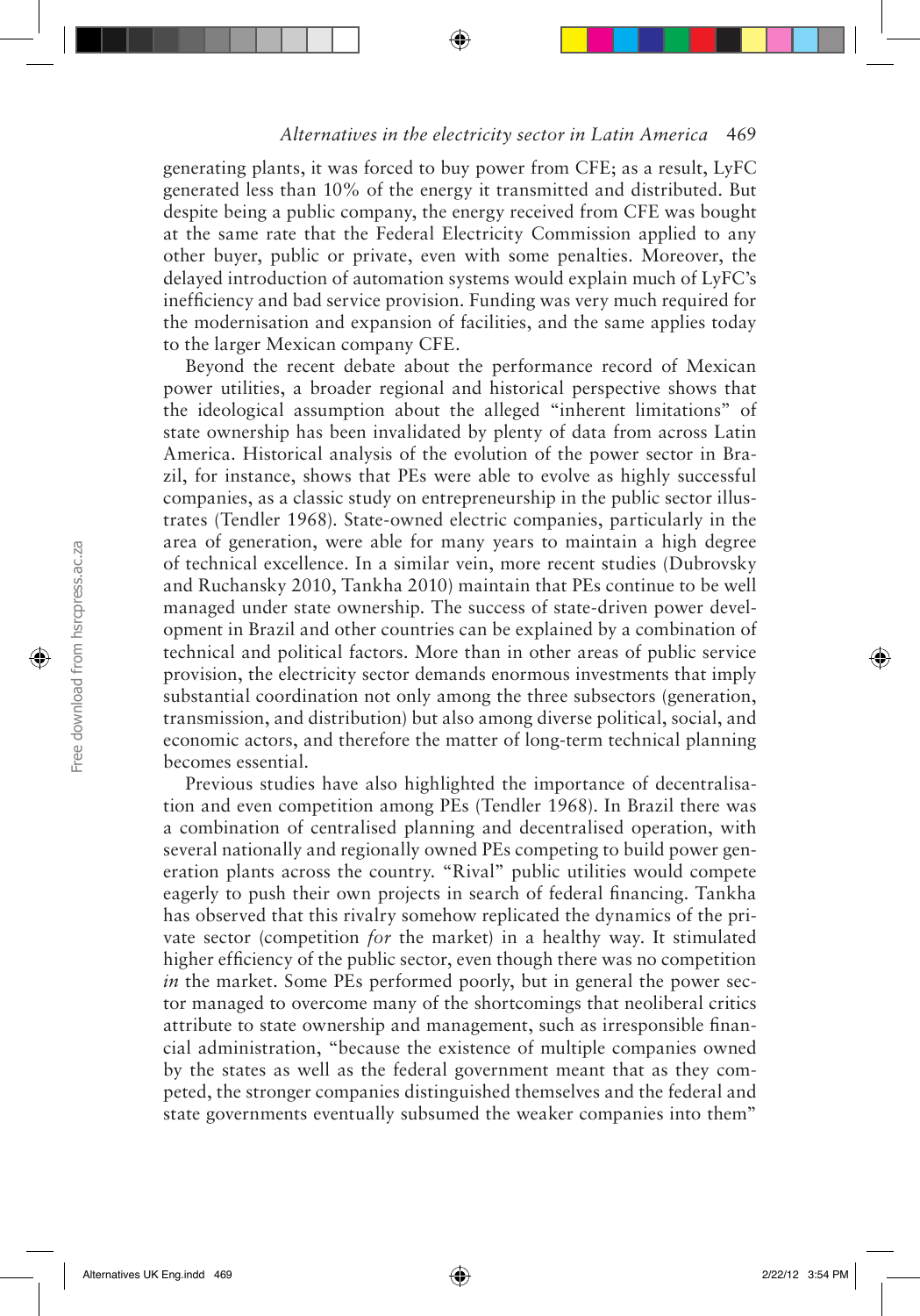generating plants, it was forced to buy power from CFE; as a result, LyFC generated less than 10% of the energy it transmitted and distributed. But despite being a public company, the energy received from CFE was bought at the same rate that the Federal Electricity Commission applied to any other buyer, public or private, even with some penalties. Moreover, the delayed introduction of automation systems would explain much of LyFC's inefficiency and bad service provision. Funding was very much required for the modernisation and expansion of facilities, and the same applies today to the larger Mexican company CFE.

Beyond the recent debate about the performance record of Mexican power utilities, a broader regional and historical perspective shows that the ideological assumption about the alleged "inherent limitations" of state ownership has been invalidated by plenty of data from across Latin America. Historical analysis of the evolution of the power sector in Brazil, for instance, shows that PEs were able to evolve as highly successful companies, as a classic study on entrepreneurship in the public sector illustrates (Tendler 1968). State-owned electric companies, particularly in the area of generation, were able for many years to maintain a high degree of technical excellence. In a similar vein, more recent studies (Dubrovsky and Ruchansky 2010, Tankha 2010) maintain that PEs continue to be well managed under state ownership. The success of state-driven power development in Brazil and other countries can be explained by a combination of technical and political factors. More than in other areas of public service provision, the electricity sector demands enormous investments that imply substantial coordination not only among the three subsectors (generation, transmission, and distribution) but also among diverse political, social, and economic actors, and therefore the matter of long-term technical planning becomes essential.

Previous studies have also highlighted the importance of decentralisation and even competition among PEs (Tendler 1968). In Brazil there was a combination of centralised planning and decentralised operation, with several nationally and regionally owned PEs competing to build power generation plants across the country. "Rival" public utilities would compete eagerly to push their own projects in search of federal financing. Tankha has observed that this rivalry somehow replicated the dynamics of the private sector (competition *for* the market) in a healthy way. It stimulated higher efficiency of the public sector, even though there was no competition *in* the market. Some PEs performed poorly, but in general the power sector managed to overcome many of the shortcomings that neoliberal critics attribute to state ownership and management, such as irresponsible financial administration, "because the existence of multiple companies owned by the states as well as the federal government meant that as they competed, the stronger companies distinguished themselves and the federal and state governments eventually subsumed the weaker companies into them"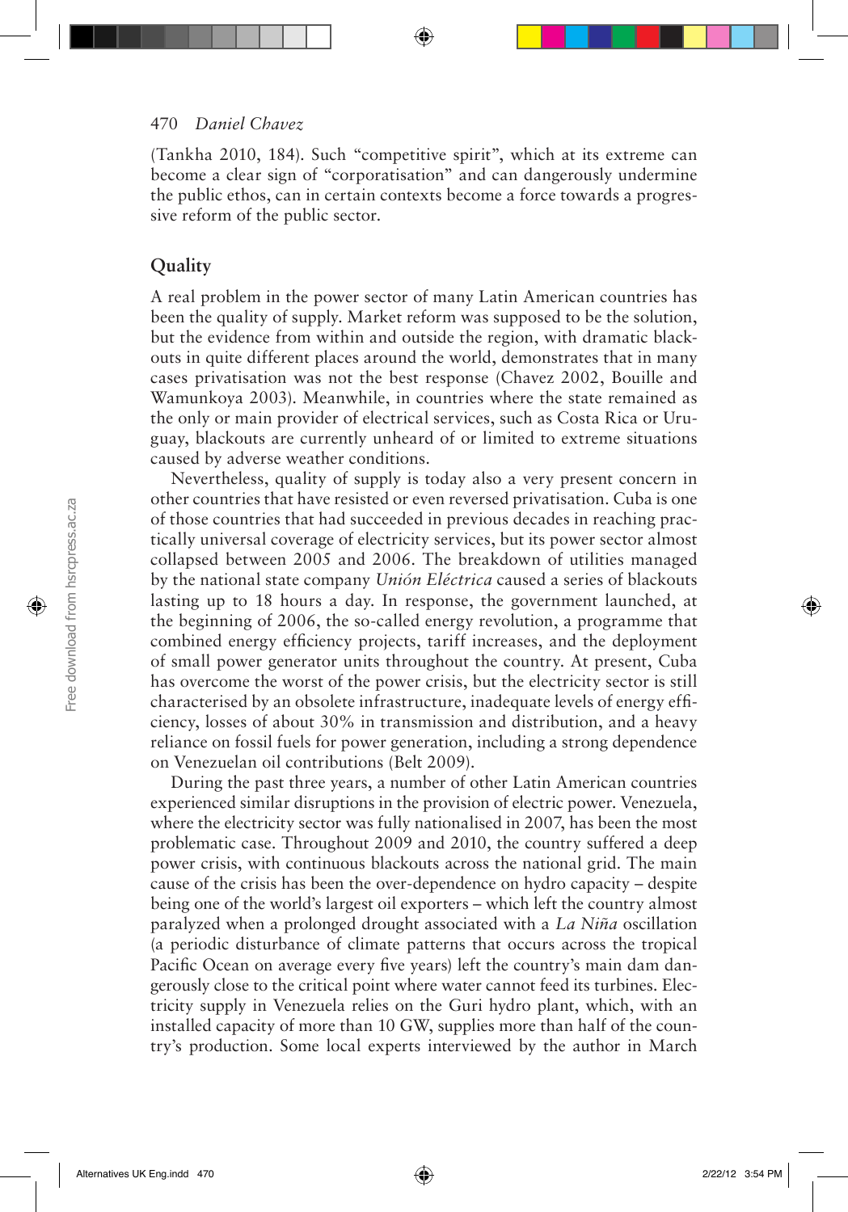(Tankha 2010, 184). Such "competitive spirit", which at its extreme can become a clear sign of "corporatisation" and can dangerously undermine the public ethos, can in certain contexts become a force towards a progressive reform of the public sector.

## Quality

A real problem in the power sector of many Latin American countries has been the quality of supply. Market reform was supposed to be the solution, but the evidence from within and outside the region, with dramatic blackouts in quite different places around the world, demonstrates that in many cases privatisation was not the best response (Chavez 2002, Bouille and Wamunkoya 2003). Meanwhile, in countries where the state remained as the only or main provider of electrical services, such as Costa Rica or Uruguay, blackouts are currently unheard of or limited to extreme situations caused by adverse weather conditions.

Nevertheless, quality of supply is today also a very present concern in other countries that have resisted or even reversed privatisation. Cuba is one of those countries that had succeeded in previous decades in reaching practically universal coverage of electricity services, but its power sector almost collapsed between 2005 and 2006. The breakdown of utilities managed by the national state company *Unión Eléctrica* caused a series of blackouts lasting up to 18 hours a day. In response, the government launched, at the beginning of 2006, the so-called energy revolution, a programme that combined energy efficiency projects, tariff increases, and the deployment of small power generator units throughout the country. At present, Cuba has overcome the worst of the power crisis, but the electricity sector is still characterised by an obsolete infrastructure, inadequate levels of energy efficiency, losses of about 30% in transmission and distribution, and a heavy reliance on fossil fuels for power generation, including a strong dependence on Venezuelan oil contributions (Belt 2009).

During the past three years, a number of other Latin American countries experienced similar disruptions in the provision of electric power. Venezuela, where the electricity sector was fully nationalised in 2007, has been the most problematic case. Throughout 2009 and 2010, the country suffered a deep power crisis, with continuous blackouts across the national grid. The main cause of the crisis has been the over-dependence on hydro capacity – despite being one of the world's largest oil exporters – which left the country almost paralyzed when a prolonged drought associated with a *La Niña* oscillation (a periodic disturbance of climate patterns that occurs across the tropical Pacific Ocean on average every five years) left the country's main dam dangerously close to the critical point where water cannot feed its turbines. Electricity supply in Venezuela relies on the Guri hydro plant, which, with an installed capacity of more than 10 GW, supplies more than half of the country's production. Some local experts interviewed by the author in March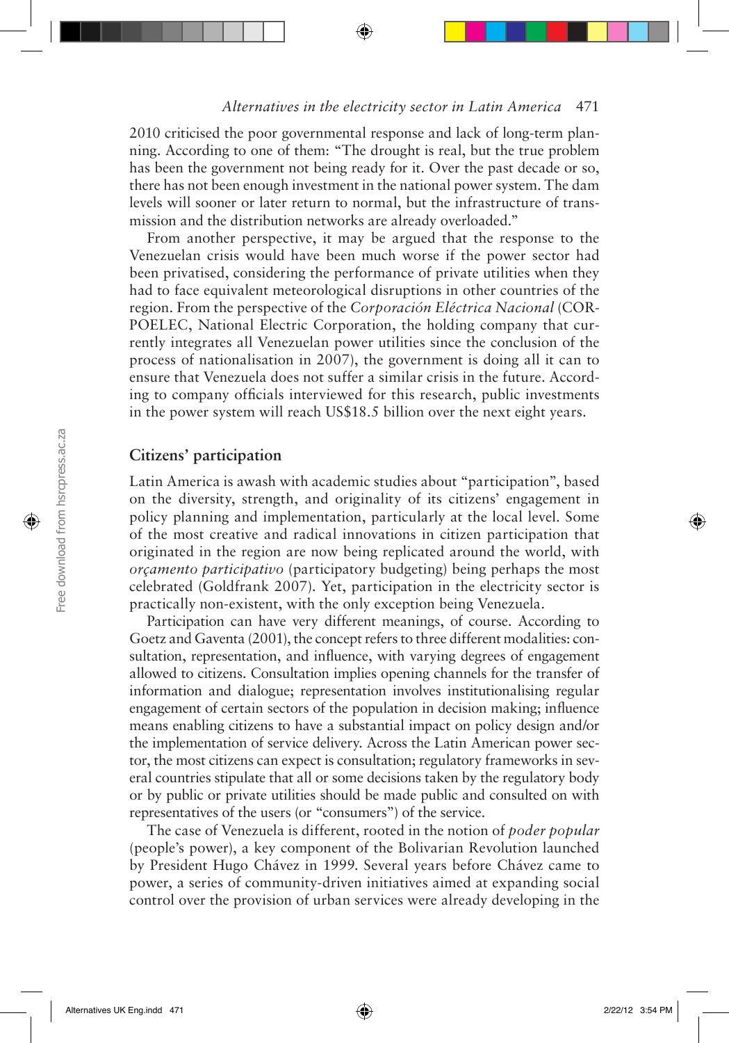2010 criticised the poor governmental response and lack of long-term planning. According to one of them: "The drought is real, but the true problem has been the government not being ready for it. Over the past decade or so, there has not been enough investment in the national power system. The dam levels will sooner or later return to normal, but the infrastructure of transmission and the distribution networks are already overloaded."

From another perspective, it may be argued that the response to the Venezuelan crisis would have been much worse if the power sector had been privatised, considering the performance of private utilities when they had to face equivalent meteorological disruptions in other countries of the region. From the perspective of the *Corporación Eléctrica Nacional* (CORPOELEC, National Electric Corporation, the holding company that currently integrates all Venezuelan power utilities since the conclusion of the process of nationalisation in 2007), the government is doing all it can to ensure that Venezuela does not suffer a similar crisis in the future. According to company officials interviewed for this research, public investments in the power system will reach US$18.5 billion over the next eight years.

## Citizens' participation

Latin America is awash with academic studies about "participation", based on the diversity, strength, and originality of its citizens' engagement in policy planning and implementation, particularly at the local level. Some of the most creative and radical innovations in citizen participation that originated in the region are now being replicated around the world, with *orçamento participativo* (participatory budgeting) being perhaps the most celebrated (Goldfrank 2007). Yet, participation in the electricity sector is practically non-existent, with the only exception being Venezuela.

Participation can have very different meanings, of course. According to Goetz and Gaventa (2001), the concept refers to three different modalities: consultation, representation, and influence, with varying degrees of engagement allowed to citizens. Consultation implies opening channels for the transfer of information and dialogue; representation involves institutionalising regular engagement of certain sectors of the population in decision making; influence means enabling citizens to have a substantial impact on policy design and/or the implementation of service delivery. Across the Latin American power sector, the most citizens can expect is consultation; regulatory frameworks in several countries stipulate that all or some decisions taken by the regulatory body or by public or private utilities should be made public and consulted on with representatives of the users (or "consumers") of the service.

The case of Venezuela is different, rooted in the notion of *poder popular* (people's power), a key component of the Bolivarian Revolution launched by President Hugo Chávez in 1999. Several years before Chávez came to power, a series of community-driven initiatives aimed at expanding social control over the provision of urban services were already developing in the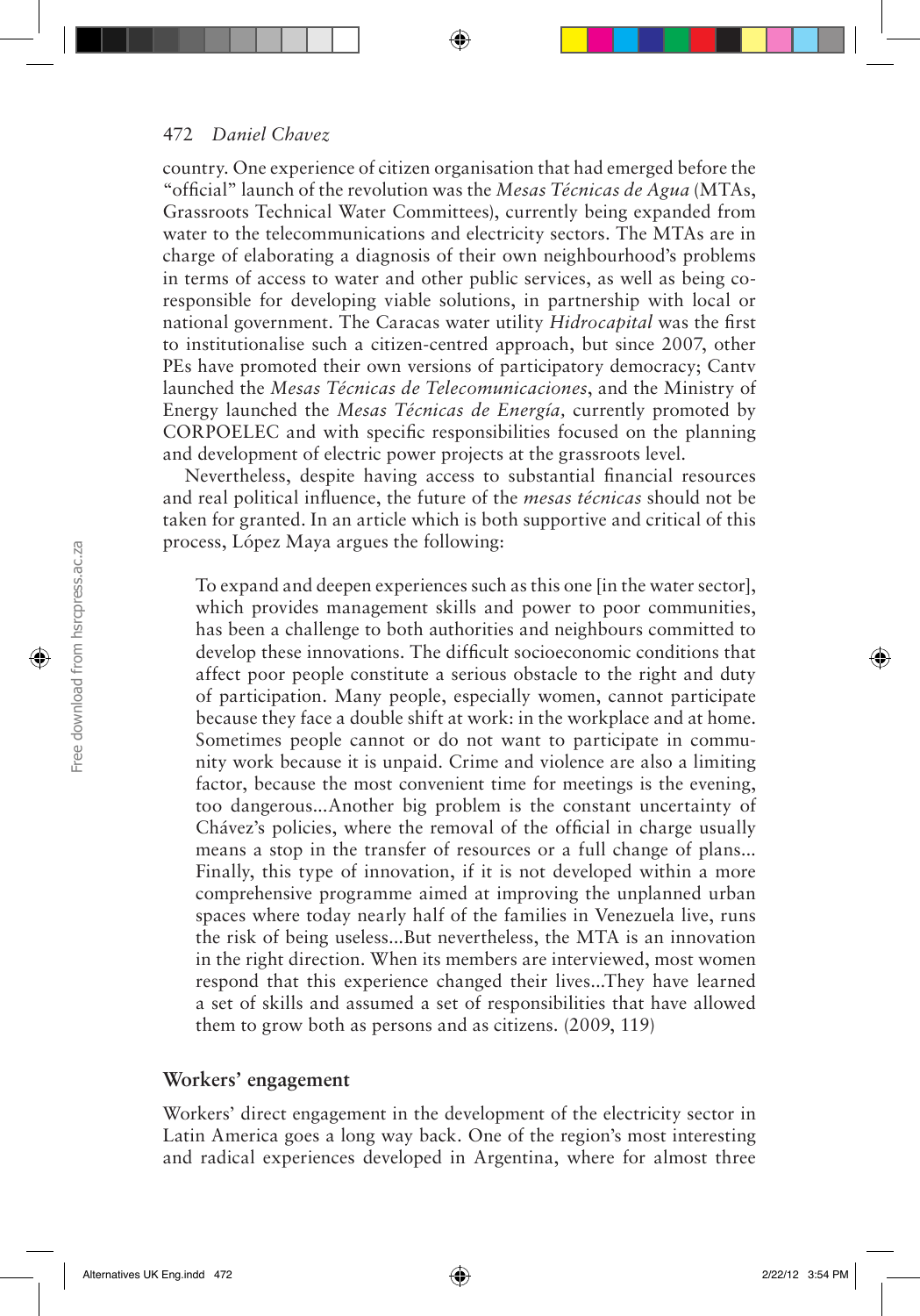country. One experience of citizen organisation that had emerged before the "official" launch of the revolution was the *Mesas Técnicas de Agua* (MTAs, Grassroots Technical Water Committees), currently being expanded from water to the telecommunications and electricity sectors. The MTAs are in charge of elaborating a diagnosis of their own neighbourhood's problems in terms of access to water and other public services, as well as being co-responsible for developing viable solutions, in partnership with local or national government. The Caracas water utility *Hidrocapital* was the first to institutionalise such a citizen-centred approach, but since 2007, other PEs have promoted their own versions of participatory democracy; Cantv launched the *Mesas Técnicas de Telecomunicaciones*, and the Ministry of Energy launched the *Mesas Técnicas de Energía,* currently promoted by CORPOELEC and with specific responsibilities focused on the planning and development of electric power projects at the grassroots level.

Nevertheless, despite having access to substantial financial resources and real political influence, the future of the *mesas técnicas* should not be taken for granted. In an article which is both supportive and critical of this process, López Maya argues the following:

> To expand and deepen experiences such as this one [in the water sector], which provides management skills and power to poor communities, has been a challenge to both authorities and neighbours committed to develop these innovations. The difficult socioeconomic conditions that affect poor people constitute a serious obstacle to the right and duty of participation. Many people, especially women, cannot participate because they face a double shift at work: in the workplace and at home. Sometimes people cannot or do not want to participate in community work because it is unpaid. Crime and violence are also a limiting factor, because the most convenient time for meetings is the evening, too dangerous...Another big problem is the constant uncertainty of Chávez's policies, where the removal of the official in charge usually means a stop in the transfer of resources or a full change of plans... Finally, this type of innovation, if it is not developed within a more comprehensive programme aimed at improving the unplanned urban spaces where today nearly half of the families in Venezuela live, runs the risk of being useless...But nevertheless, the MTA is an innovation in the right direction. When its members are interviewed, most women respond that this experience changed their lives...They have learned a set of skills and assumed a set of responsibilities that have allowed them to grow both as persons and as citizens. (2009, 119)

## Workers' engagement

Workers' direct engagement in the development of the electricity sector in Latin America goes a long way back. One of the region's most interesting and radical experiences developed in Argentina, where for almost three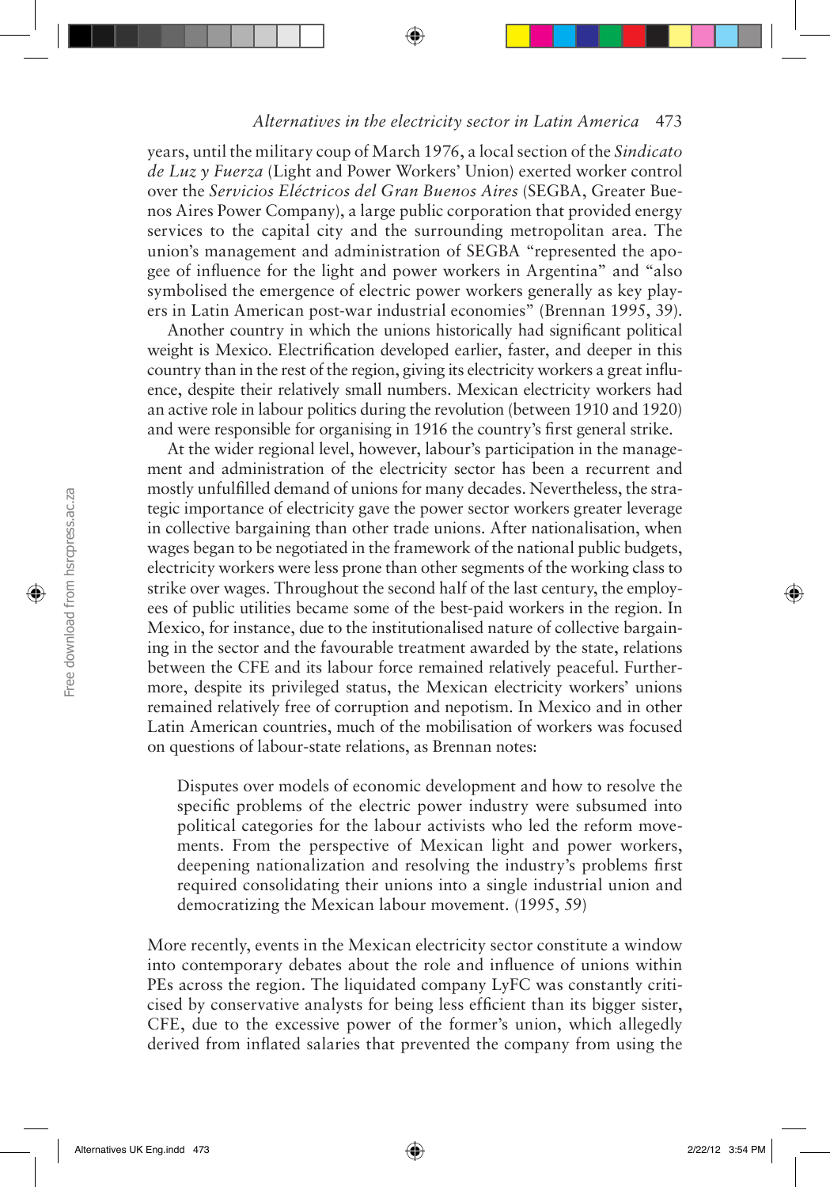years, until the military coup of March 1976, a local section of the *Sindicato de Luz y Fuerza* (Light and Power Workers' Union) exerted worker control over the *Servicios Eléctricos del Gran Buenos Aires* (SEGBA, Greater Buenos Aires Power Company), a large public corporation that provided energy services to the capital city and the surrounding metropolitan area. The union's management and administration of SEGBA "represented the apogee of influence for the light and power workers in Argentina" and "also symbolised the emergence of electric power workers generally as key players in Latin American post-war industrial economies" (Brennan 1995, 39).

Another country in which the unions historically had significant political weight is Mexico. Electrification developed earlier, faster, and deeper in this country than in the rest of the region, giving its electricity workers a great influence, despite their relatively small numbers. Mexican electricity workers had an active role in labour politics during the revolution (between 1910 and 1920) and were responsible for organising in 1916 the country's first general strike.

At the wider regional level, however, labour's participation in the management and administration of the electricity sector has been a recurrent and mostly unfulfilled demand of unions for many decades. Nevertheless, the strategic importance of electricity gave the power sector workers greater leverage in collective bargaining than other trade unions. After nationalisation, when wages began to be negotiated in the framework of the national public budgets, electricity workers were less prone than other segments of the working class to strike over wages. Throughout the second half of the last century, the employees of public utilities became some of the best-paid workers in the region. In Mexico, for instance, due to the institutionalised nature of collective bargaining in the sector and the favourable treatment awarded by the state, relations between the CFE and its labour force remained relatively peaceful. Furthermore, despite its privileged status, the Mexican electricity workers' unions remained relatively free of corruption and nepotism. In Mexico and in other Latin American countries, much of the mobilisation of workers was focused on questions of labour-state relations, as Brennan notes:

> Disputes over models of economic development and how to resolve the specific problems of the electric power industry were subsumed into political categories for the labour activists who led the reform movements. From the perspective of Mexican light and power workers, deepening nationalization and resolving the industry's problems first required consolidating their unions into a single industrial union and democratizing the Mexican labour movement. (1995, 59)

More recently, events in the Mexican electricity sector constitute a window into contemporary debates about the role and influence of unions within PEs across the region. The liquidated company LyFC was constantly criticised by conservative analysts for being less efficient than its bigger sister, CFE, due to the excessive power of the former's union, which allegedly derived from inflated salaries that prevented the company from using the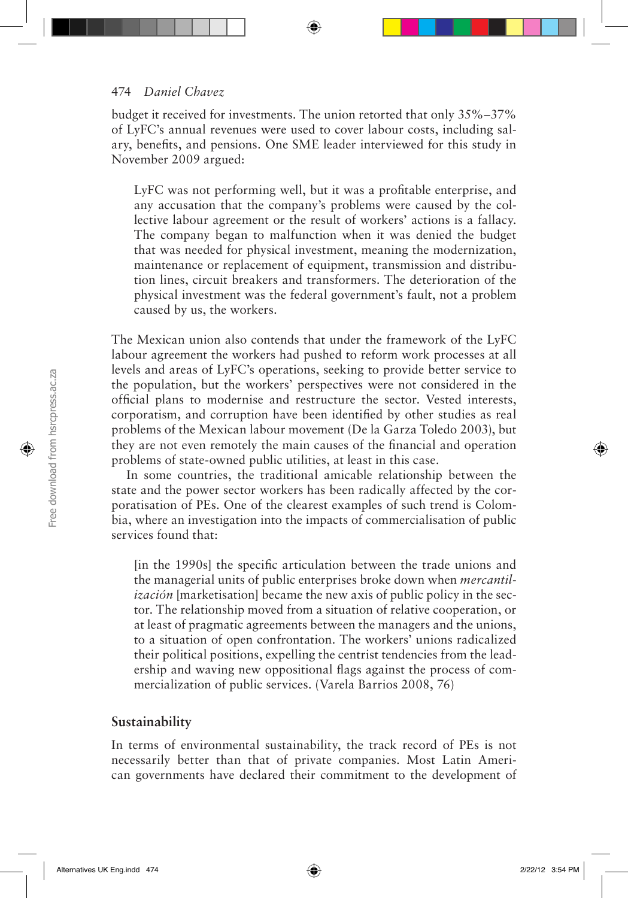budget it received for investments. The union retorted that only 35%–37% of LyFC's annual revenues were used to cover labour costs, including salary, benefits, and pensions. One SME leader interviewed for this study in November 2009 argued:

> LyFC was not performing well, but it was a profitable enterprise, and any accusation that the company's problems were caused by the collective labour agreement or the result of workers' actions is a fallacy. The company began to malfunction when it was denied the budget that was needed for physical investment, meaning the modernization, maintenance or replacement of equipment, transmission and distribution lines, circuit breakers and transformers. The deterioration of the physical investment was the federal government's fault, not a problem caused by us, the workers.

The Mexican union also contends that under the framework of the LyFC labour agreement the workers had pushed to reform work processes at all levels and areas of LyFC's operations, seeking to provide better service to the population, but the workers' perspectives were not considered in the official plans to modernise and restructure the sector. Vested interests, corporatism, and corruption have been identified by other studies as real problems of the Mexican labour movement (De la Garza Toledo 2003), but they are not even remotely the main causes of the financial and operation problems of state-owned public utilities, at least in this case.

In some countries, the traditional amicable relationship between the state and the power sector workers has been radically affected by the corporatisation of PEs. One of the clearest examples of such trend is Colombia, where an investigation into the impacts of commercialisation of public services found that:

> [in the 1990s] the specific articulation between the trade unions and the managerial units of public enterprises broke down when *mercantilización* [marketisation] became the new axis of public policy in the sector. The relationship moved from a situation of relative cooperation, or at least of pragmatic agreements between the managers and the unions, to a situation of open confrontation. The workers' unions radicalized their political positions, expelling the centrist tendencies from the leadership and waving new oppositional flags against the process of commercialization of public services. (Varela Barrios 2008, 76)

## Sustainability

In terms of environmental sustainability, the track record of PEs is not necessarily better than that of private companies. Most Latin American governments have declared their commitment to the development of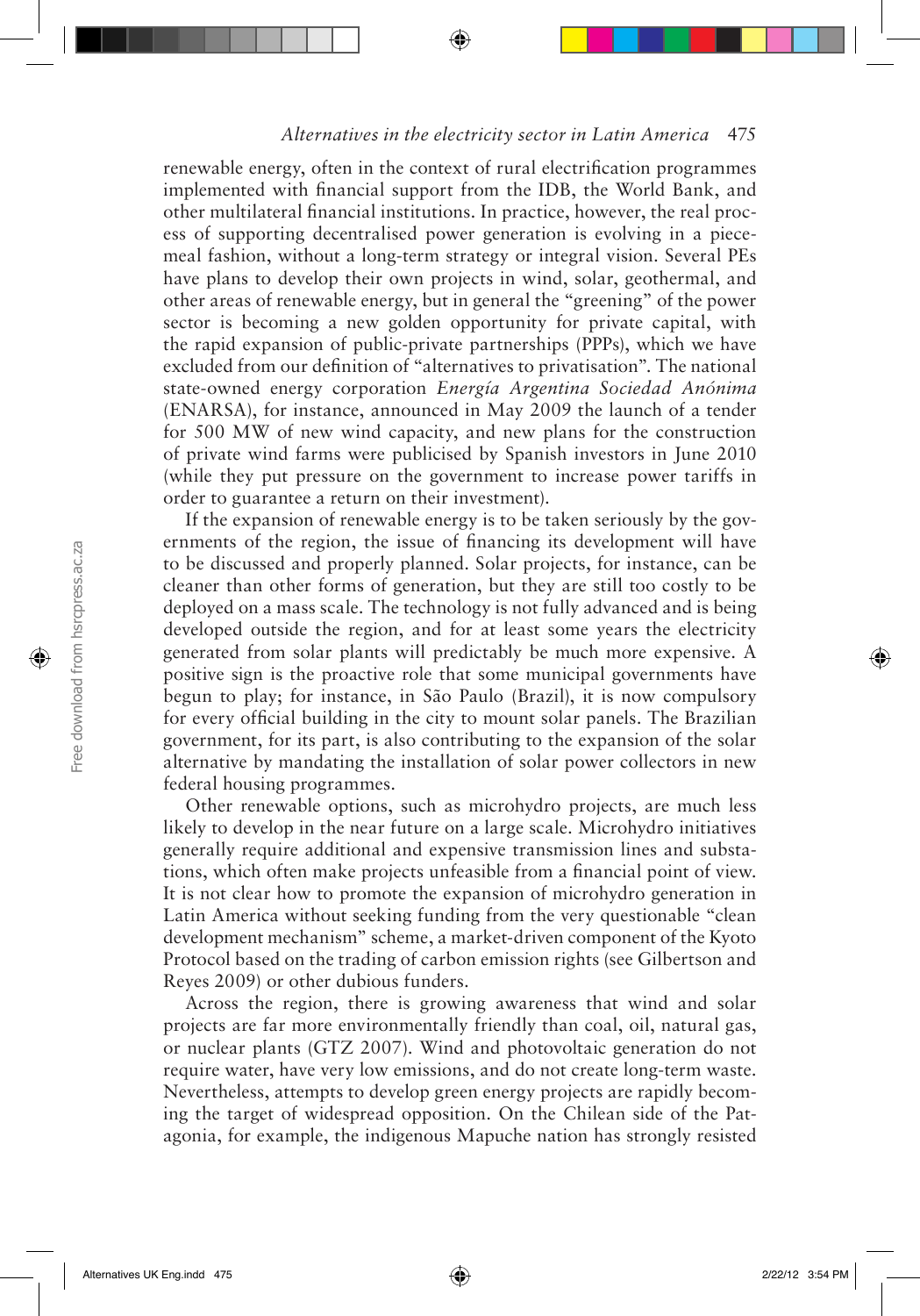renewable energy, often in the context of rural electrification programmes implemented with financial support from the IDB, the World Bank, and other multilateral financial institutions. In practice, however, the real process of supporting decentralised power generation is evolving in a piecemeal fashion, without a long-term strategy or integral vision. Several PEs have plans to develop their own projects in wind, solar, geothermal, and other areas of renewable energy, but in general the "greening" of the power sector is becoming a new golden opportunity for private capital, with the rapid expansion of public-private partnerships (PPPs), which we have excluded from our definition of "alternatives to privatisation". The national state-owned energy corporation *Energía Argentina Sociedad Anónima* (ENARSA), for instance, announced in May 2009 the launch of a tender for 500 MW of new wind capacity, and new plans for the construction of private wind farms were publicised by Spanish investors in June 2010 (while they put pressure on the government to increase power tariffs in order to guarantee a return on their investment).

If the expansion of renewable energy is to be taken seriously by the governments of the region, the issue of financing its development will have to be discussed and properly planned. Solar projects, for instance, can be cleaner than other forms of generation, but they are still too costly to be deployed on a mass scale. The technology is not fully advanced and is being developed outside the region, and for at least some years the electricity generated from solar plants will predictably be much more expensive. A positive sign is the proactive role that some municipal governments have begun to play; for instance, in São Paulo (Brazil), it is now compulsory for every official building in the city to mount solar panels. The Brazilian government, for its part, is also contributing to the expansion of the solar alternative by mandating the installation of solar power collectors in new federal housing programmes.

Other renewable options, such as microhydro projects, are much less likely to develop in the near future on a large scale. Microhydro initiatives generally require additional and expensive transmission lines and substations, which often make projects unfeasible from a financial point of view. It is not clear how to promote the expansion of microhydro generation in Latin America without seeking funding from the very questionable "clean development mechanism" scheme, a market-driven component of the Kyoto Protocol based on the trading of carbon emission rights (see Gilbertson and Reyes 2009) or other dubious funders.

Across the region, there is growing awareness that wind and solar projects are far more environmentally friendly than coal, oil, natural gas, or nuclear plants (GTZ 2007). Wind and photovoltaic generation do not require water, have very low emissions, and do not create long-term waste. Nevertheless, attempts to develop green energy projects are rapidly becoming the target of widespread opposition. On the Chilean side of the Patagonia, for example, the indigenous Mapuche nation has strongly resisted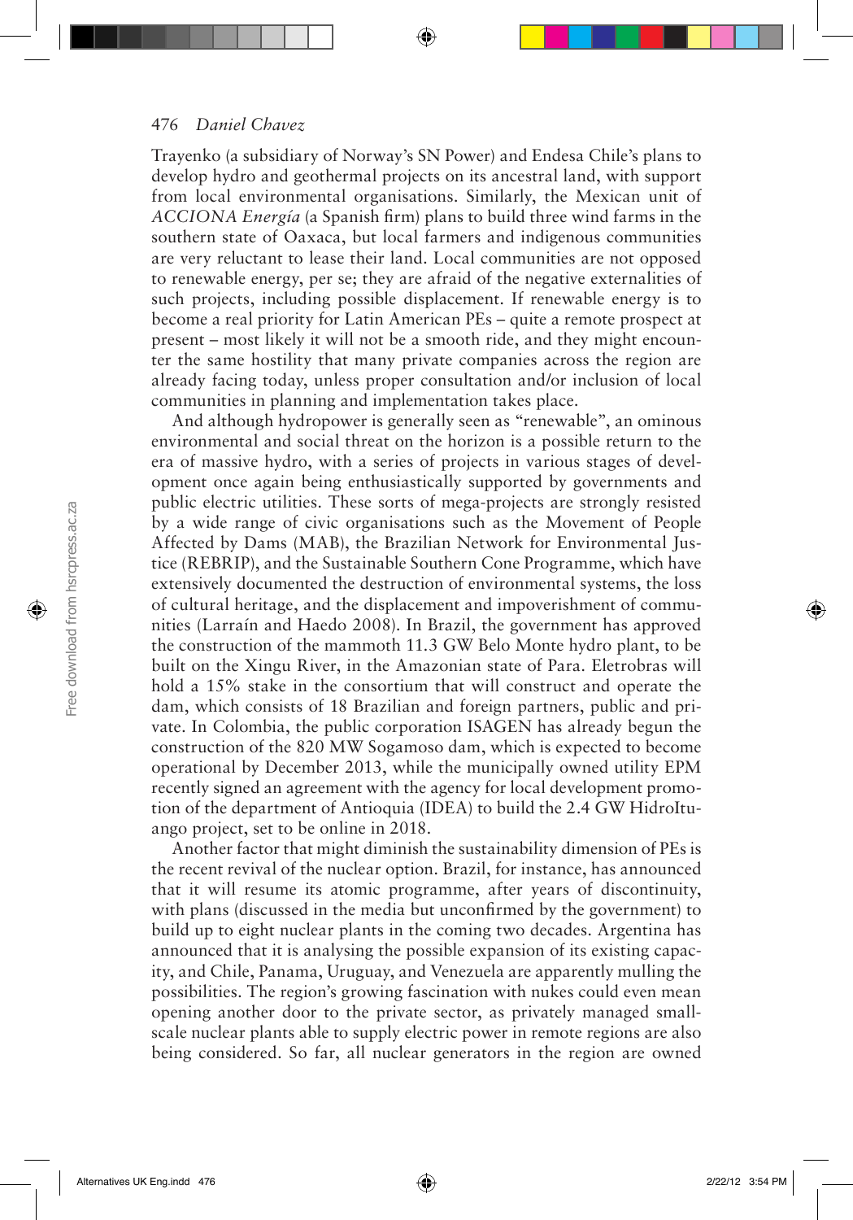Trayenko (a subsidiary of Norway's SN Power) and Endesa Chile's plans to develop hydro and geothermal projects on its ancestral land, with support from local environmental organisations. Similarly, the Mexican unit of *ACCIONA Energía* (a Spanish firm) plans to build three wind farms in the southern state of Oaxaca, but local farmers and indigenous communities are very reluctant to lease their land. Local communities are not opposed to renewable energy, per se; they are afraid of the negative externalities of such projects, including possible displacement. If renewable energy is to become a real priority for Latin American PEs – quite a remote prospect at present – most likely it will not be a smooth ride, and they might encounter the same hostility that many private companies across the region are already facing today, unless proper consultation and/or inclusion of local communities in planning and implementation takes place.

And although hydropower is generally seen as "renewable", an ominous environmental and social threat on the horizon is a possible return to the era of massive hydro, with a series of projects in various stages of development once again being enthusiastically supported by governments and public electric utilities. These sorts of mega-projects are strongly resisted by a wide range of civic organisations such as the Movement of People Affected by Dams (MAB), the Brazilian Network for Environmental Justice (REBRIP), and the Sustainable Southern Cone Programme, which have extensively documented the destruction of environmental systems, the loss of cultural heritage, and the displacement and impoverishment of communities (Larraín and Haedo 2008). In Brazil, the government has approved the construction of the mammoth 11.3 GW Belo Monte hydro plant, to be built on the Xingu River, in the Amazonian state of Para. Eletrobras will hold a 15% stake in the consortium that will construct and operate the dam, which consists of 18 Brazilian and foreign partners, public and private. In Colombia, the public corporation ISAGEN has already begun the construction of the 820 MW Sogamoso dam, which is expected to become operational by December 2013, while the municipally owned utility EPM recently signed an agreement with the agency for local development promotion of the department of Antioquia (IDEA) to build the 2.4 GW HidroItuango project, set to be online in 2018.

Another factor that might diminish the sustainability dimension of PEs is the recent revival of the nuclear option. Brazil, for instance, has announced that it will resume its atomic programme, after years of discontinuity, with plans (discussed in the media but unconfirmed by the government) to build up to eight nuclear plants in the coming two decades. Argentina has announced that it is analysing the possible expansion of its existing capacity, and Chile, Panama, Uruguay, and Venezuela are apparently mulling the possibilities. The region's growing fascination with nukes could even mean opening another door to the private sector, as privately managed small-scale nuclear plants able to supply electric power in remote regions are also being considered. So far, all nuclear generators in the region are owned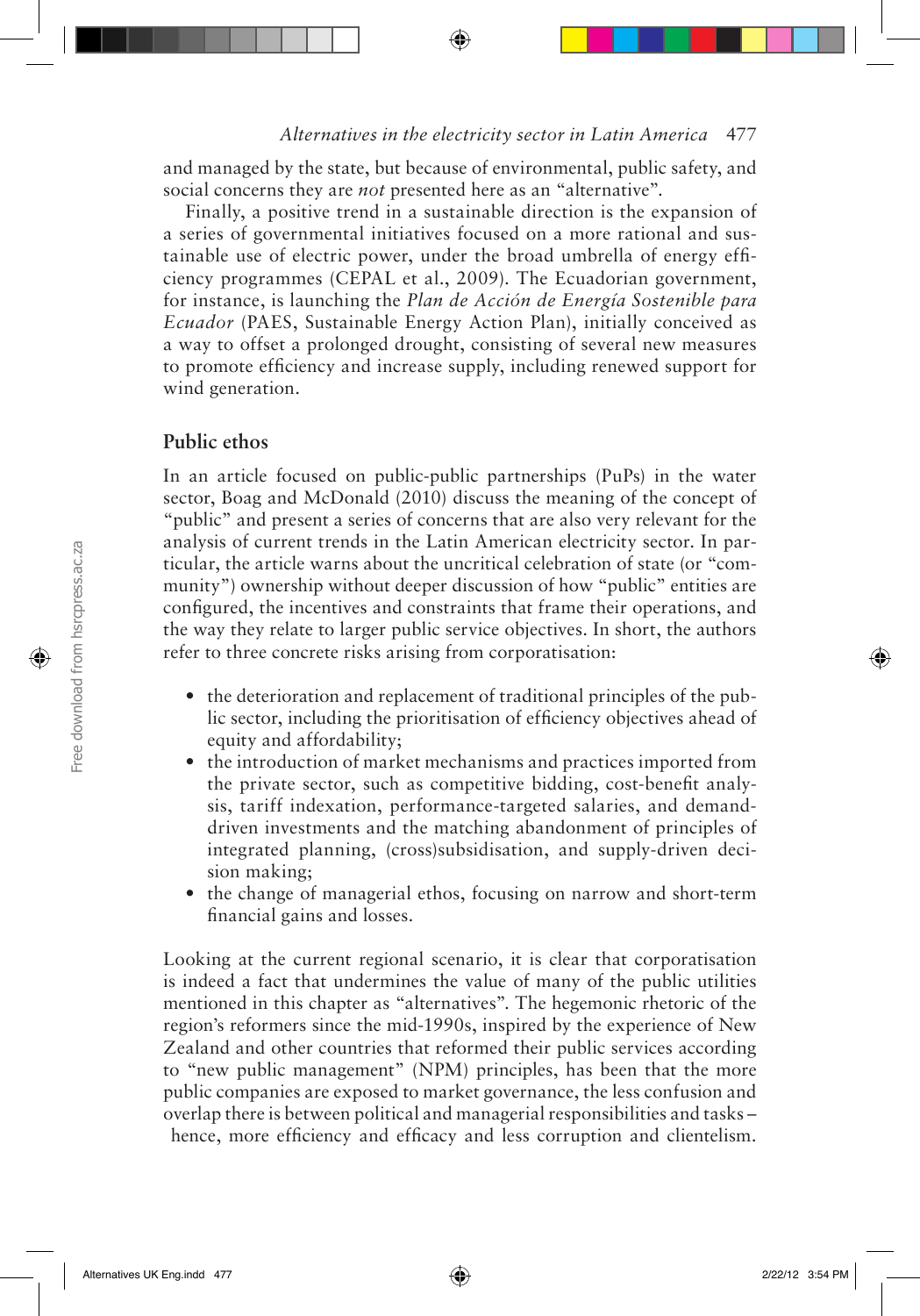and managed by the state, but because of environmental, public safety, and social concerns they are *not* presented here as an "alternative".

Finally, a positive trend in a sustainable direction is the expansion of a series of governmental initiatives focused on a more rational and sustainable use of electric power, under the broad umbrella of energy efficiency programmes (CEPAL et al., 2009). The Ecuadorian government, for instance, is launching the *Plan de Acción de Energía Sostenible para Ecuador* (PAES, Sustainable Energy Action Plan), initially conceived as a way to offset a prolonged drought, consisting of several new measures to promote efficiency and increase supply, including renewed support for wind generation.

## Public ethos

In an article focused on public-public partnerships (PuPs) in the water sector, Boag and McDonald (2010) discuss the meaning of the concept of "public" and present a series of concerns that are also very relevant for the analysis of current trends in the Latin American electricity sector. In particular, the article warns about the uncritical celebration of state (or "community") ownership without deeper discussion of how "public" entities are configured, the incentives and constraints that frame their operations, and the way they relate to larger public service objectives. In short, the authors refer to three concrete risks arising from corporatisation:

- the deterioration and replacement of traditional principles of the public sector, including the prioritisation of efficiency objectives ahead of equity and affordability;
- the introduction of market mechanisms and practices imported from the private sector, such as competitive bidding, cost-benefit analysis, tariff indexation, performance-targeted salaries, and demand-driven investments and the matching abandonment of principles of integrated planning, (cross)subsidisation, and supply-driven decision making;
- the change of managerial ethos, focusing on narrow and short-term financial gains and losses.

Looking at the current regional scenario, it is clear that corporatisation is indeed a fact that undermines the value of many of the public utilities mentioned in this chapter as "alternatives". The hegemonic rhetoric of the region's reformers since the mid-1990s, inspired by the experience of New Zealand and other countries that reformed their public services according to "new public management" (NPM) principles, has been that the more public companies are exposed to market governance, the less confusion and overlap there is between political and managerial responsibilities and tasks – hence, more efficiency and efficacy and less corruption and clientelism.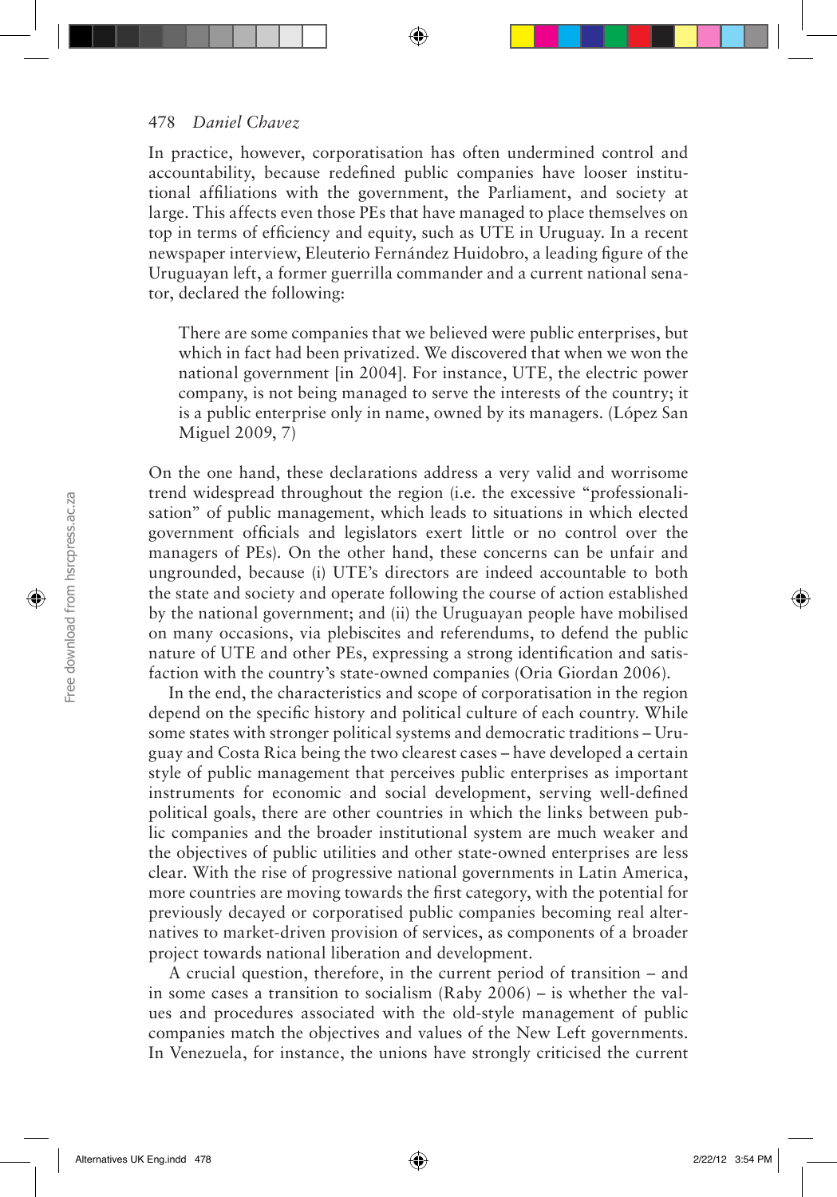In practice, however, corporatisation has often undermined control and accountability, because redefined public companies have looser institutional affiliations with the government, the Parliament, and society at large. This affects even those PEs that have managed to place themselves on top in terms of efficiency and equity, such as UTE in Uruguay. In a recent newspaper interview, Eleuterio Fernández Huidobro, a leading figure of the Uruguayan left, a former guerrilla commander and a current national senator, declared the following:

> There are some companies that we believed were public enterprises, but which in fact had been privatized. We discovered that when we won the national government [in 2004]. For instance, UTE, the electric power company, is not being managed to serve the interests of the country; it is a public enterprise only in name, owned by its managers. (López San Miguel 2009, 7)

On the one hand, these declarations address a very valid and worrisome trend widespread throughout the region (i.e. the excessive "professionalisation" of public management, which leads to situations in which elected government officials and legislators exert little or no control over the managers of PEs). On the other hand, these concerns can be unfair and ungrounded, because (i) UTE's directors are indeed accountable to both the state and society and operate following the course of action established by the national government; and (ii) the Uruguayan people have mobilised on many occasions, via plebiscites and referendums, to defend the public nature of UTE and other PEs, expressing a strong identification and satisfaction with the country's state-owned companies (Oria Giordan 2006).

In the end, the characteristics and scope of corporatisation in the region depend on the specific history and political culture of each country. While some states with stronger political systems and democratic traditions – Uruguay and Costa Rica being the two clearest cases – have developed a certain style of public management that perceives public enterprises as important instruments for economic and social development, serving well-defined political goals, there are other countries in which the links between public companies and the broader institutional system are much weaker and the objectives of public utilities and other state-owned enterprises are less clear. With the rise of progressive national governments in Latin America, more countries are moving towards the first category, with the potential for previously decayed or corporatised public companies becoming real alternatives to market-driven provision of services, as components of a broader project towards national liberation and development.

A crucial question, therefore, in the current period of transition – and in some cases a transition to socialism (Raby 2006) – is whether the values and procedures associated with the old-style management of public companies match the objectives and values of the New Left governments. In Venezuela, for instance, the unions have strongly criticised the current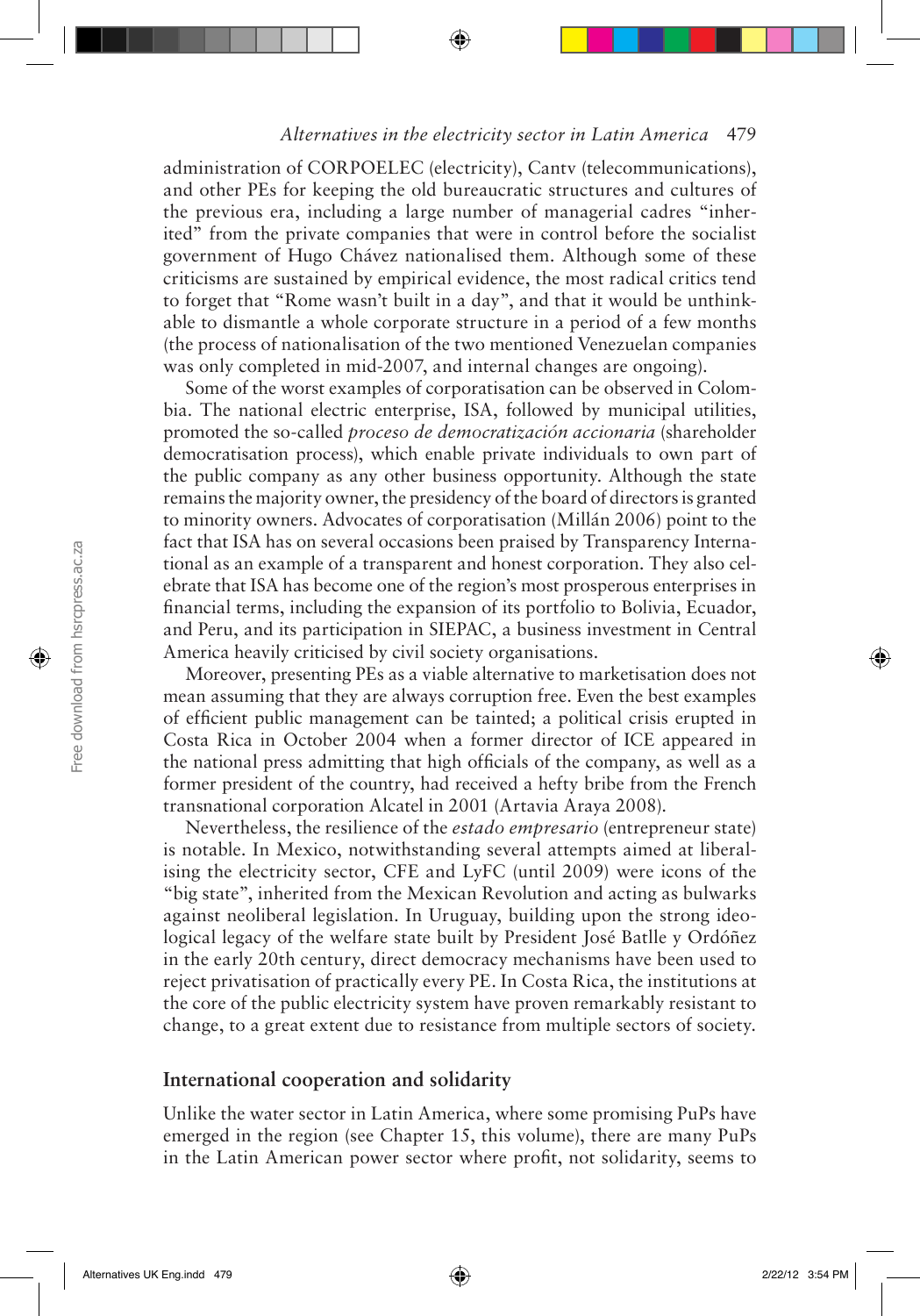administration of CORPOELEC (electricity), Cantv (telecommunications), and other PEs for keeping the old bureaucratic structures and cultures of the previous era, including a large number of managerial cadres "inherited" from the private companies that were in control before the socialist government of Hugo Chávez nationalised them. Although some of these criticisms are sustained by empirical evidence, the most radical critics tend to forget that "Rome wasn't built in a day", and that it would be unthinkable to dismantle a whole corporate structure in a period of a few months (the process of nationalisation of the two mentioned Venezuelan companies was only completed in mid-2007, and internal changes are ongoing).

Some of the worst examples of corporatisation can be observed in Colombia. The national electric enterprise, ISA, followed by municipal utilities, promoted the so-called *proceso de democratización accionaria* (shareholder democratisation process), which enable private individuals to own part of the public company as any other business opportunity. Although the state remains the majority owner, the presidency of the board of directors is granted to minority owners. Advocates of corporatisation (Millán 2006) point to the fact that ISA has on several occasions been praised by Transparency International as an example of a transparent and honest corporation. They also celebrate that ISA has become one of the region's most prosperous enterprises in financial terms, including the expansion of its portfolio to Bolivia, Ecuador, and Peru, and its participation in SIEPAC, a business investment in Central America heavily criticised by civil society organisations.

Moreover, presenting PEs as a viable alternative to marketisation does not mean assuming that they are always corruption free. Even the best examples of efficient public management can be tainted; a political crisis erupted in Costa Rica in October 2004 when a former director of ICE appeared in the national press admitting that high officials of the company, as well as a former president of the country, had received a hefty bribe from the French transnational corporation Alcatel in 2001 (Artavia Araya 2008).

Nevertheless, the resilience of the *estado empresario* (entrepreneur state) is notable. In Mexico, notwithstanding several attempts aimed at liberalising the electricity sector, CFE and LyFC (until 2009) were icons of the "big state", inherited from the Mexican Revolution and acting as bulwarks against neoliberal legislation. In Uruguay, building upon the strong ideological legacy of the welfare state built by President José Batlle y Ordóñez in the early 20th century, direct democracy mechanisms have been used to reject privatisation of practically every PE. In Costa Rica, the institutions at the core of the public electricity system have proven remarkably resistant to change, to a great extent due to resistance from multiple sectors of society.

## International cooperation and solidarity

Unlike the water sector in Latin America, where some promising PuPs have emerged in the region (see Chapter 15, this volume), there are many PuPs in the Latin American power sector where profit, not solidarity, seems to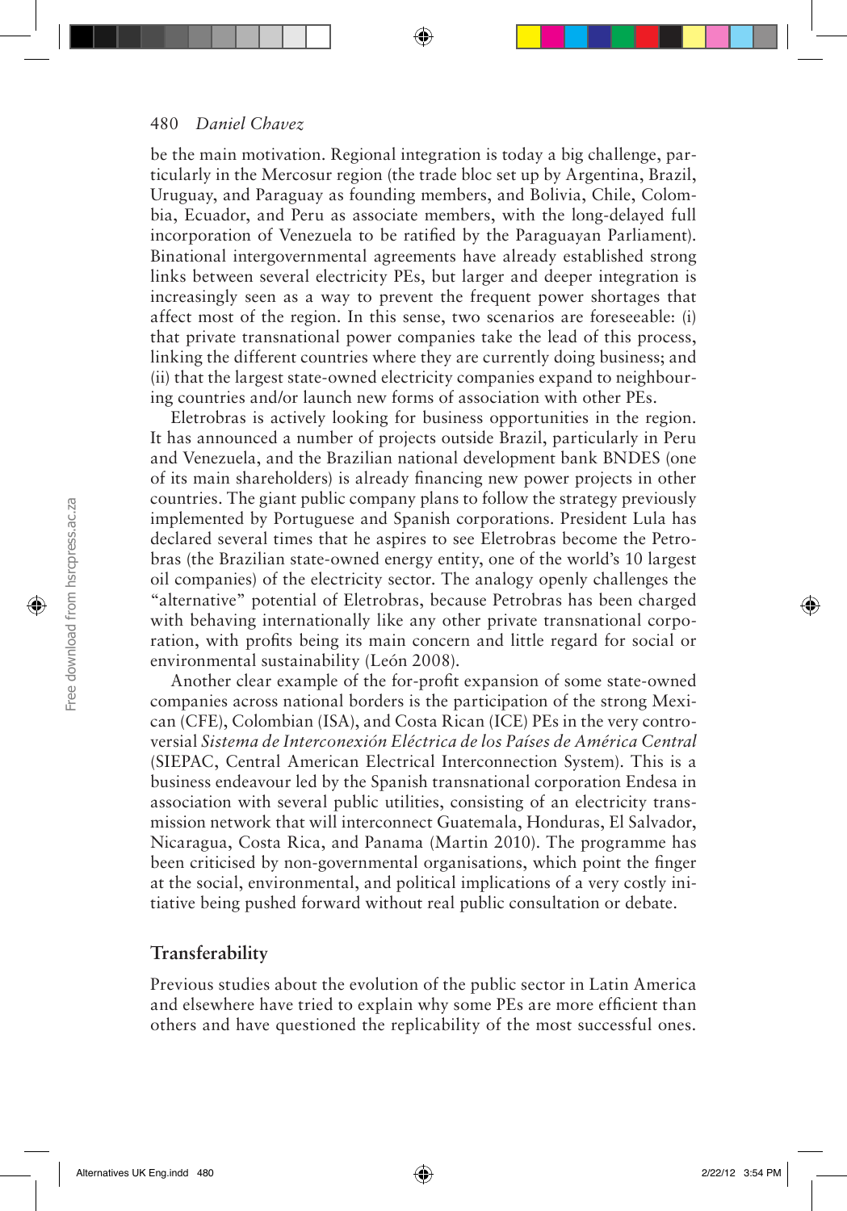be the main motivation. Regional integration is today a big challenge, particularly in the Mercosur region (the trade bloc set up by Argentina, Brazil, Uruguay, and Paraguay as founding members, and Bolivia, Chile, Colombia, Ecuador, and Peru as associate members, with the long-delayed full incorporation of Venezuela to be ratified by the Paraguayan Parliament). Binational intergovernmental agreements have already established strong links between several electricity PEs, but larger and deeper integration is increasingly seen as a way to prevent the frequent power shortages that affect most of the region. In this sense, two scenarios are foreseeable: (i) that private transnational power companies take the lead of this process, linking the different countries where they are currently doing business; and (ii) that the largest state-owned electricity companies expand to neighbouring countries and/or launch new forms of association with other PEs.

Eletrobras is actively looking for business opportunities in the region. It has announced a number of projects outside Brazil, particularly in Peru and Venezuela, and the Brazilian national development bank BNDES (one of its main shareholders) is already financing new power projects in other countries. The giant public company plans to follow the strategy previously implemented by Portuguese and Spanish corporations. President Lula has declared several times that he aspires to see Eletrobras become the Petrobras (the Brazilian state-owned energy entity, one of the world's 10 largest oil companies) of the electricity sector. The analogy openly challenges the "alternative" potential of Eletrobras, because Petrobras has been charged with behaving internationally like any other private transnational corporation, with profits being its main concern and little regard for social or environmental sustainability (León 2008).

Another clear example of the for-profit expansion of some state-owned companies across national borders is the participation of the strong Mexican (CFE), Colombian (ISA), and Costa Rican (ICE) PEs in the very controversial *Sistema de Interconexión Eléctrica de los Países de América Central* (SIEPAC, Central American Electrical Interconnection System). This is a business endeavour led by the Spanish transnational corporation Endesa in association with several public utilities, consisting of an electricity transmission network that will interconnect Guatemala, Honduras, El Salvador, Nicaragua, Costa Rica, and Panama (Martin 2010). The programme has been criticised by non-governmental organisations, which point the finger at the social, environmental, and political implications of a very costly initiative being pushed forward without real public consultation or debate.

## Transferability

Previous studies about the evolution of the public sector in Latin America and elsewhere have tried to explain why some PEs are more efficient than others and have questioned the replicability of the most successful ones.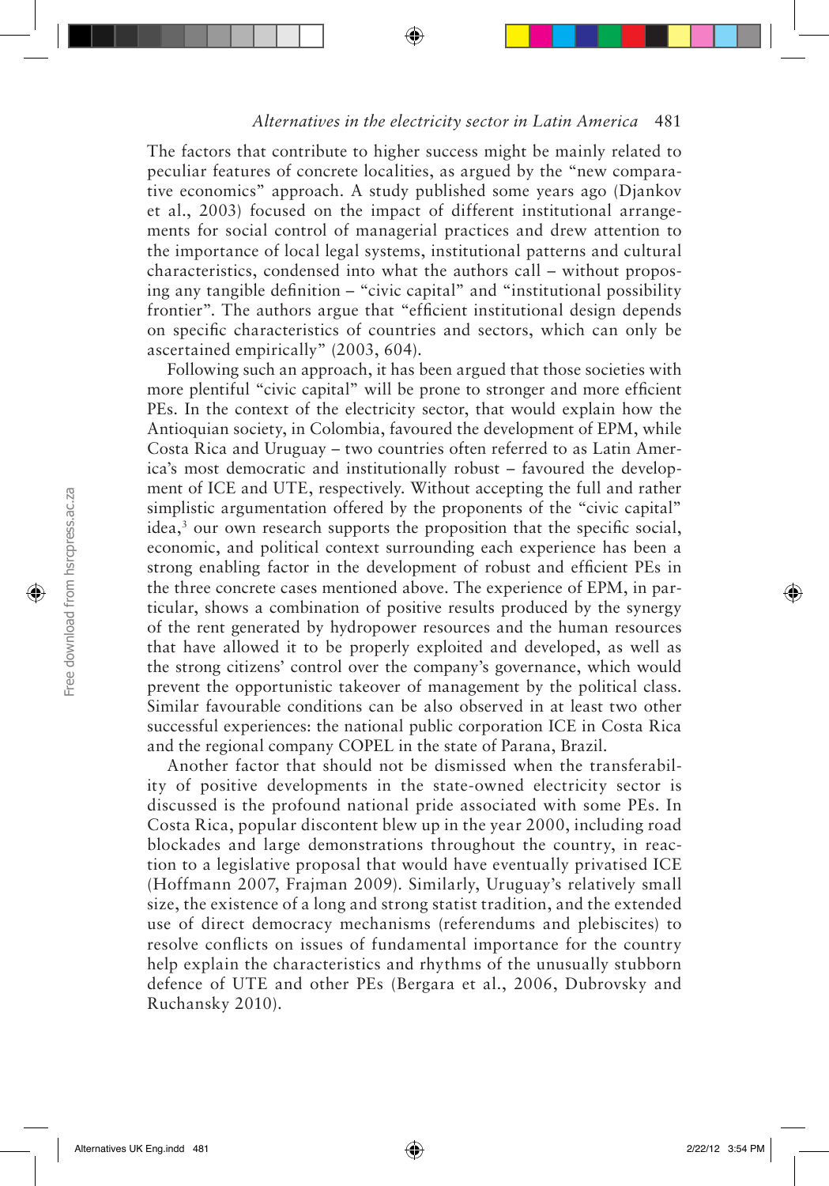The factors that contribute to higher success might be mainly related to peculiar features of concrete localities, as argued by the "new comparative economics" approach. A study published some years ago (Djankov et al., 2003) focused on the impact of different institutional arrangements for social control of managerial practices and drew attention to the importance of local legal systems, institutional patterns and cultural characteristics, condensed into what the authors call – without proposing any tangible definition – "civic capital" and "institutional possibility frontier". The authors argue that "efficient institutional design depends on specific characteristics of countries and sectors, which can only be ascertained empirically" (2003, 604).

Following such an approach, it has been argued that those societies with more plentiful "civic capital" will be prone to stronger and more efficient PEs. In the context of the electricity sector, that would explain how the Antioquian society, in Colombia, favoured the development of EPM, while Costa Rica and Uruguay – two countries often referred to as Latin America's most democratic and institutionally robust – favoured the development of ICE and UTE, respectively. Without accepting the full and rather simplistic argumentation offered by the proponents of the "civic capital" idea,[3] our own research supports the proposition that the specific social, economic, and political context surrounding each experience has been a strong enabling factor in the development of robust and efficient PEs in the three concrete cases mentioned above. The experience of EPM, in particular, shows a combination of positive results produced by the synergy of the rent generated by hydropower resources and the human resources that have allowed it to be properly exploited and developed, as well as the strong citizens' control over the company's governance, which would prevent the opportunistic takeover of management by the political class. Similar favourable conditions can be also observed in at least two other successful experiences: the national public corporation ICE in Costa Rica and the regional company COPEL in the state of Parana, Brazil.

Another factor that should not be dismissed when the transferability of positive developments in the state-owned electricity sector is discussed is the profound national pride associated with some PEs. In Costa Rica, popular discontent blew up in the year 2000, including road blockades and large demonstrations throughout the country, in reaction to a legislative proposal that would have eventually privatised ICE (Hoffmann 2007, Frajman 2009). Similarly, Uruguay's relatively small size, the existence of a long and strong statist tradition, and the extended use of direct democracy mechanisms (referendums and plebiscites) to resolve conflicts on issues of fundamental importance for the country help explain the characteristics and rhythms of the unusually stubborn defence of UTE and other PEs (Bergara et al., 2006, Dubrovsky and Ruchansky 2010).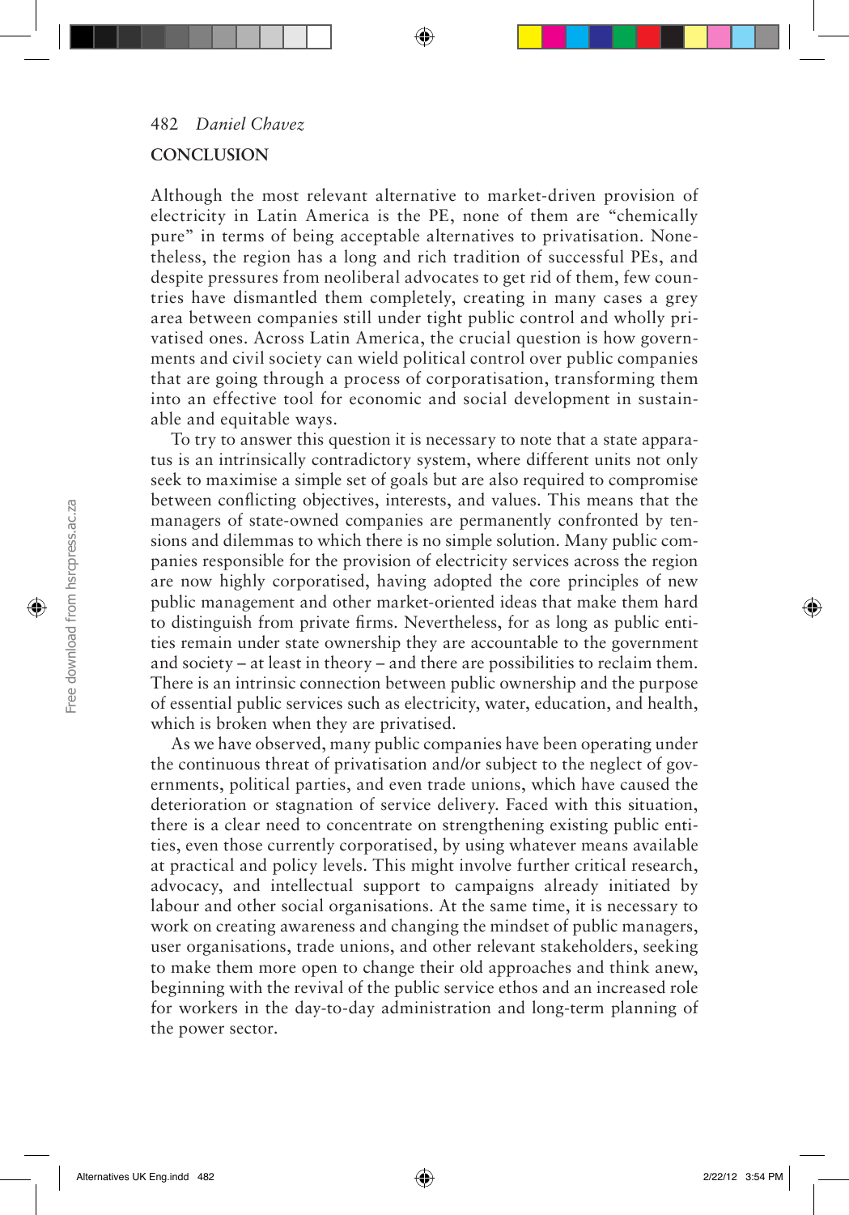## CONCLUSION

Although the most relevant alternative to market-driven provision of electricity in Latin America is the PE, none of them are "chemically pure" in terms of being acceptable alternatives to privatisation. Nonetheless, the region has a long and rich tradition of successful PEs, and despite pressures from neoliberal advocates to get rid of them, few countries have dismantled them completely, creating in many cases a grey area between companies still under tight public control and wholly privatised ones. Across Latin America, the crucial question is how governments and civil society can wield political control over public companies that are going through a process of corporatisation, transforming them into an effective tool for economic and social development in sustainable and equitable ways.

To try to answer this question it is necessary to note that a state apparatus is an intrinsically contradictory system, where different units not only seek to maximise a simple set of goals but are also required to compromise between conflicting objectives, interests, and values. This means that the managers of state-owned companies are permanently confronted by tensions and dilemmas to which there is no simple solution. Many public companies responsible for the provision of electricity services across the region are now highly corporatised, having adopted the core principles of new public management and other market-oriented ideas that make them hard to distinguish from private firms. Nevertheless, for as long as public entities remain under state ownership they are accountable to the government and society – at least in theory – and there are possibilities to reclaim them. There is an intrinsic connection between public ownership and the purpose of essential public services such as electricity, water, education, and health, which is broken when they are privatised.

As we have observed, many public companies have been operating under the continuous threat of privatisation and/or subject to the neglect of governments, political parties, and even trade unions, which have caused the deterioration or stagnation of service delivery. Faced with this situation, there is a clear need to concentrate on strengthening existing public entities, even those currently corporatised, by using whatever means available at practical and policy levels. This might involve further critical research, advocacy, and intellectual support to campaigns already initiated by labour and other social organisations. At the same time, it is necessary to work on creating awareness and changing the mindset of public managers, user organisations, trade unions, and other relevant stakeholders, seeking to make them more open to change their old approaches and think anew, beginning with the revival of the public service ethos and an increased role for workers in the day-to-day administration and long-term planning of the power sector.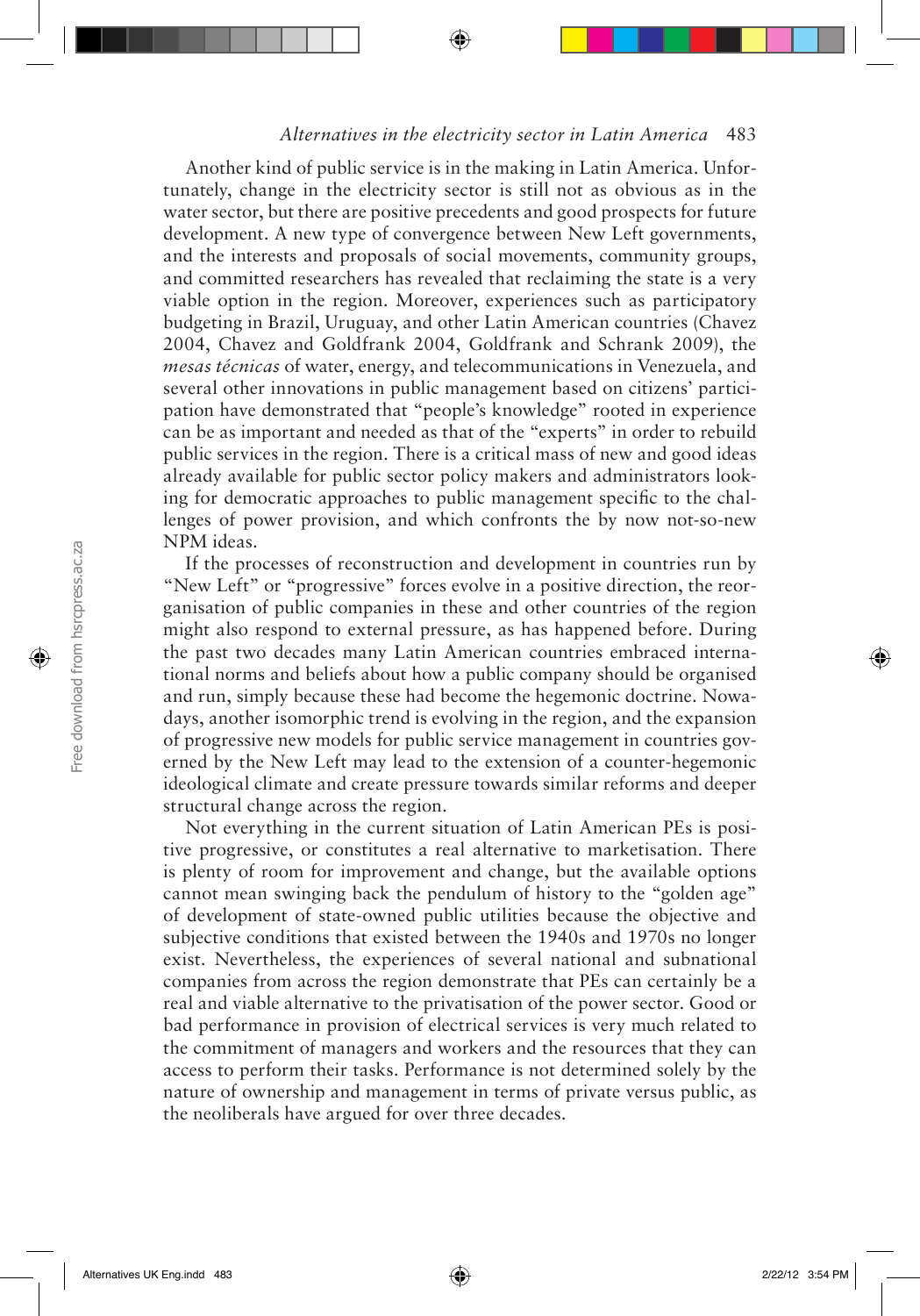Another kind of public service is in the making in Latin America. Unfortunately, change in the electricity sector is still not as obvious as in the water sector, but there are positive precedents and good prospects for future development. A new type of convergence between New Left governments, and the interests and proposals of social movements, community groups, and committed researchers has revealed that reclaiming the state is a very viable option in the region. Moreover, experiences such as participatory budgeting in Brazil, Uruguay, and other Latin American countries (Chavez 2004, Chavez and Goldfrank 2004, Goldfrank and Schrank 2009), the *mesas técnicas* of water, energy, and telecommunications in Venezuela, and several other innovations in public management based on citizens' participation have demonstrated that "people's knowledge" rooted in experience can be as important and needed as that of the "experts" in order to rebuild public services in the region. There is a critical mass of new and good ideas already available for public sector policy makers and administrators looking for democratic approaches to public management specific to the challenges of power provision, and which confronts the by now not-so-new NPM ideas.

If the processes of reconstruction and development in countries run by "New Left" or "progressive" forces evolve in a positive direction, the reorganisation of public companies in these and other countries of the region might also respond to external pressure, as has happened before. During the past two decades many Latin American countries embraced international norms and beliefs about how a public company should be organised and run, simply because these had become the hegemonic doctrine. Nowadays, another isomorphic trend is evolving in the region, and the expansion of progressive new models for public service management in countries governed by the New Left may lead to the extension of a counter-hegemonic ideological climate and create pressure towards similar reforms and deeper structural change across the region.

Not everything in the current situation of Latin American PEs is positive progressive, or constitutes a real alternative to marketisation. There is plenty of room for improvement and change, but the available options cannot mean swinging back the pendulum of history to the "golden age" of development of state-owned public utilities because the objective and subjective conditions that existed between the 1940s and 1970s no longer exist. Nevertheless, the experiences of several national and subnational companies from across the region demonstrate that PEs can certainly be a real and viable alternative to the privatisation of the power sector. Good or bad performance in provision of electrical services is very much related to the commitment of managers and workers and the resources that they can access to perform their tasks. Performance is not determined solely by the nature of ownership and management in terms of private versus public, as the neoliberals have argued for over three decades.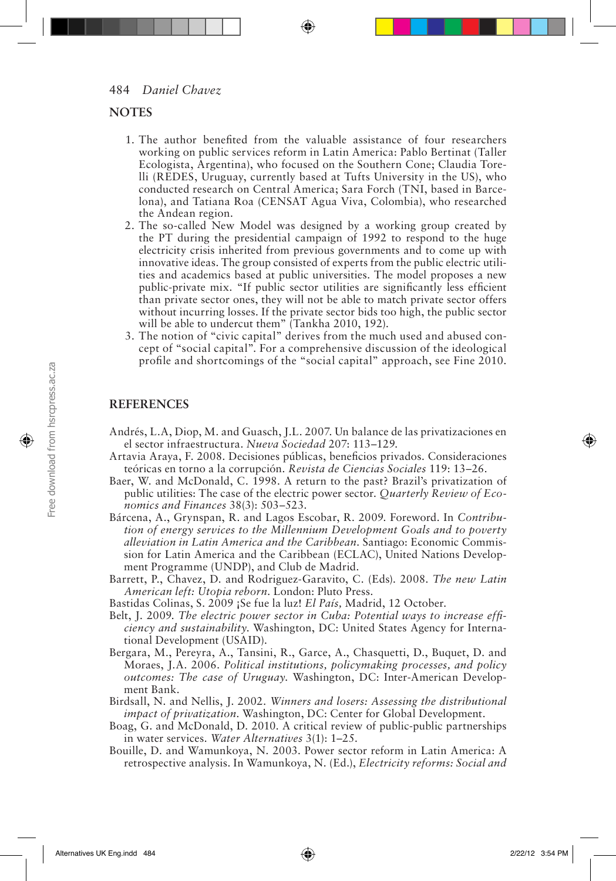## NOTES

1. The author benefited from the valuable assistance of four researchers working on public services reform in Latin America: Pablo Bertinat (Taller Ecologista, Argentina), who focused on the Southern Cone; Claudia Torelli (REDES, Uruguay, currently based at Tufts University in the US), who conducted research on Central America; Sara Forch (TNI, based in Barcelona), and Tatiana Roa (CENSAT Agua Viva, Colombia), who researched the Andean region.
2. The so-called New Model was designed by a working group created by the PT during the presidential campaign of 1992 to respond to the huge electricity crisis inherited from previous governments and to come up with innovative ideas. The group consisted of experts from the public electric utilities and academics based at public universities. The model proposes a new public-private mix. "If public sector utilities are significantly less efficient than private sector ones, they will not be able to match private sector offers without incurring losses. If the private sector bids too high, the public sector will be able to undercut them" (Tankha 2010, 192).
3. The notion of "civic capital" derives from the much used and abused concept of "social capital". For a comprehensive discussion of the ideological profile and shortcomings of the "social capital" approach, see Fine 2010.

## REFERENCES

Andrés, L.A, Diop, M. and Guasch, J.L. 2007. Un balance de las privatizaciones en el sector infraestructura. *Nueva Sociedad* 207: 113–129.

Artavia Araya, F. 2008. Decisiones públicas, beneficios privados. Consideraciones teóricas en torno a la corrupción. *Revista de Ciencias Sociales* 119: 13–26.

Baer, W. and McDonald, C. 1998. A return to the past? Brazil's privatization of public utilities: The case of the electric power sector. *Quarterly Review of Economics and Finances* 38(3): 503–523.

Bárcena, A., Grynspan, R. and Lagos Escobar, R. 2009. Foreword. In *Contribution of energy services to the Millennium Development Goals and to poverty alleviation in Latin America and the Caribbean*. Santiago: Economic Commission for Latin America and the Caribbean (ECLAC), United Nations Development Programme (UNDP), and Club de Madrid.

Barrett, P., Chavez, D. and Rodriguez-Garavito, C. (Eds). 2008. *The new Latin American left: Utopia reborn*. London: Pluto Press.

Bastidas Colinas, S. 2009 ¡Se fue la luz! *El País,* Madrid, 12 October.

Belt, J. 2009. *The electric power sector in Cuba: Potential ways to increase efficiency and sustainability.* Washington, DC: United States Agency for International Development (USAID).

Bergara, M., Pereyra, A., Tansini, R., Garce, A., Chasquetti, D., Buquet, D. and Moraes, J.A. 2006. *Political institutions, policymaking processes, and policy outcomes: The case of Uruguay.* Washington, DC: Inter-American Development Bank.

Birdsall, N. and Nellis, J. 2002. *Winners and losers: Assessing the distributional impact of privatization*. Washington, DC: Center for Global Development.

Boag, G. and McDonald, D. 2010. A critical review of public-public partnerships in water services. *Water Alternatives* 3(1): 1–25.

Bouille, D. and Wamunkoya, N. 2003. Power sector reform in Latin America: A retrospective analysis. In Wamunkoya, N. (Ed.), *Electricity reforms: Social and*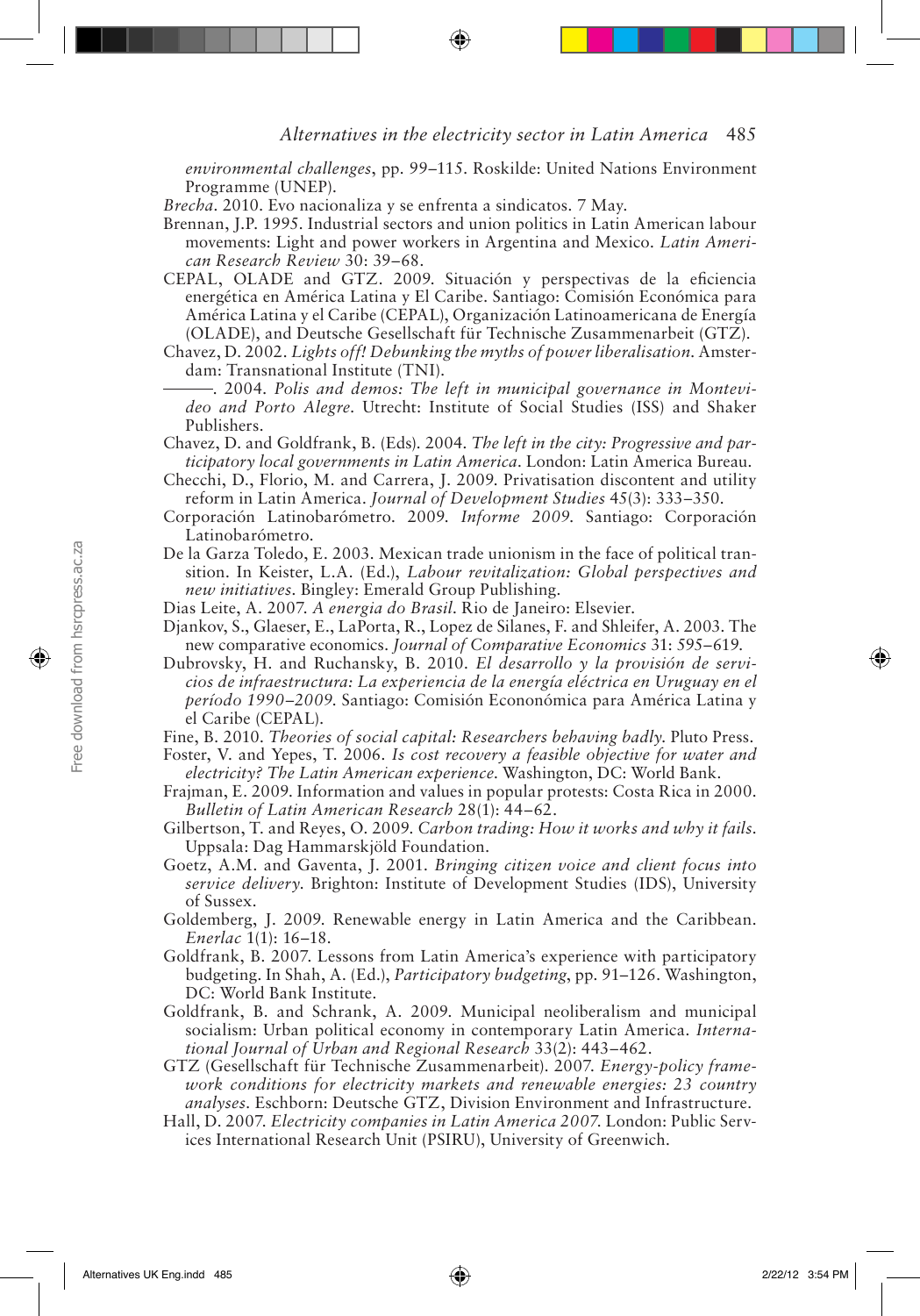*environmental challenges*, pp. 99–115. Roskilde: United Nations Environment Programme (UNEP).

*Brecha*. 2010. Evo nacionaliza y se enfrenta a sindicatos. 7 May.

Brennan, J.P. 1995. Industrial sectors and union politics in Latin American labour movements: Light and power workers in Argentina and Mexico. *Latin American Research Review* 30: 39–68.

CEPAL, OLADE and GTZ. 2009. Situación y perspectivas de la eficiencia energética en América Latina y El Caribe. Santiago: Comisión Económica para América Latina y el Caribe (CEPAL), Organización Latinoamericana de Energía (OLADE), and Deutsche Gesellschaft für Technische Zusammenarbeit (GTZ).

Chavez, D. 2002. *Lights off! Debunking the myths of power liberalisation*. Amsterdam: Transnational Institute (TNI).

———. 2004. *Polis and demos: The left in municipal governance in Montevideo and Porto Alegre*. Utrecht: Institute of Social Studies (ISS) and Shaker Publishers.

Chavez, D. and Goldfrank, B. (Eds). 2004. *The left in the city: Progressive and participatory local governments in Latin America*. London: Latin America Bureau.

Checchi, D., Florio, M. and Carrera, J. 2009. Privatisation discontent and utility reform in Latin America. *Journal of Development Studies* 45(3): 333–350.

Corporación Latinobarómetro. 2009. *Informe 2009*. Santiago: Corporación Latinobarómetro.

De la Garza Toledo, E. 2003. Mexican trade unionism in the face of political transition. In Keister, L.A. (Ed.), *Labour revitalization: Global perspectives and new initiatives*. Bingley: Emerald Group Publishing.

Dias Leite, A. 2007. *A energia do Brasil*. Rio de Janeiro: Elsevier.

Djankov, S., Glaeser, E., LaPorta, R., Lopez de Silanes, F. and Shleifer, A. 2003. The new comparative economics. *Journal of Comparative Economics* 31: 595–619.

Dubrovsky, H. and Ruchansky, B. 2010. *El desarrollo y la provisión de servicios de infraestructura: La experiencia de la energía eléctrica en Uruguay en el período 1990–2009*. Santiago: Comisión Econonómica para América Latina y el Caribe (CEPAL).

Fine, B. 2010. *Theories of social capital: Researchers behaving badly*. Pluto Press.

Foster, V. and Yepes, T. 2006. *Is cost recovery a feasible objective for water and electricity? The Latin American experience*. Washington, DC: World Bank.

Frajman, E. 2009. Information and values in popular protests: Costa Rica in 2000. *Bulletin of Latin American Research* 28(1): 44–62.

Gilbertson, T. and Reyes, O. 2009. *Carbon trading: How it works and why it fails*. Uppsala: Dag Hammarskjöld Foundation.

Goetz, A.M. and Gaventa, J. 2001. *Bringing citizen voice and client focus into service delivery*. Brighton: Institute of Development Studies (IDS), University of Sussex.

Goldemberg, J. 2009. Renewable energy in Latin America and the Caribbean. *Enerlac* 1(1): 16–18.

Goldfrank, B. 2007. Lessons from Latin America's experience with participatory budgeting. In Shah, A. (Ed.), *Participatory budgeting*, pp. 91–126. Washington, DC: World Bank Institute.

Goldfrank, B. and Schrank, A. 2009. Municipal neoliberalism and municipal socialism: Urban political economy in contemporary Latin America. *International Journal of Urban and Regional Research* 33(2): 443–462.

GTZ (Gesellschaft für Technische Zusammenarbeit). 2007. *Energy-policy framework conditions for electricity markets and renewable energies: 23 country analyses*. Eschborn: Deutsche GTZ, Division Environment and Infrastructure.

Hall, D. 2007. *Electricity companies in Latin America 2007*. London: Public Services International Research Unit (PSIRU), University of Greenwich.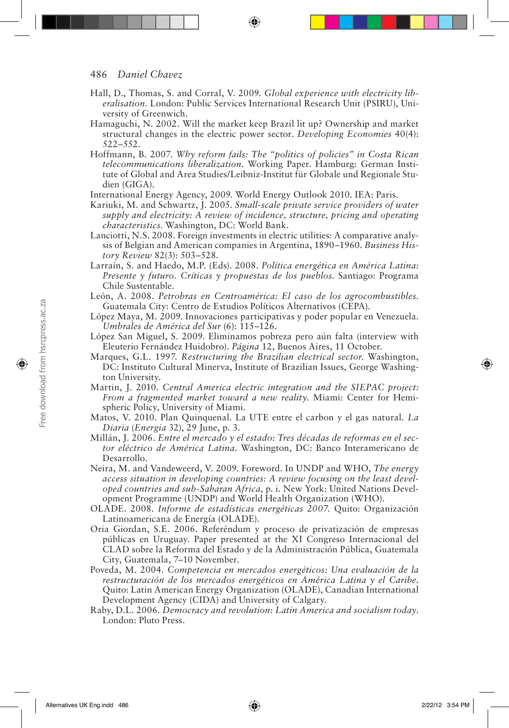Hall, D., Thomas, S. and Corral, V. 2009. *Global experience with electricity liberalisation*. London: Public Services International Research Unit (PSIRU), University of Greenwich.

Hamaguchi, N. 2002. Will the market keep Brazil lit up? Ownership and market structural changes in the electric power sector. *Developing Economies* 40(4): 522–552.

Hoffmann, B. 2007. *Why reform fails: The "politics of policies" in Costa Rican telecommunications liberalization*. Working Paper. Hamburg: German Institute of Global and Area Studies/Leibniz-Institut für Globale und Regionale Studien (GIGA).

International Energy Agency, 2009. World Energy Outlook 2010. IEA: Paris.

Kariuki, M. and Schwartz, J. 2005. *Small-scale private service providers of water supply and electricity: A review of incidence, structure, pricing and operating characteristics*. Washington, DC: World Bank.

Lanciotti, N.S. 2008. Foreign investments in electric utilities: A comparative analysis of Belgian and American companies in Argentina, 1890–1960. *Business History Review* 82(3): 503–528.

Larraín, S. and Haedo, M.P. (Eds). 2008. *Política energética en América Latina: Presente y futuro. Críticas y propuestas de los pueblos*. Santiago: Programa Chile Sustentable.

León, A. 2008. *Petrobras en Centroamérica: El caso de los agrocombustibles*. Guatemala City: Centro de Estudios Políticos Alternativos (CEPA).

López Maya, M. 2009. Innovaciones participativas y poder popular en Venezuela. *Umbrales de América del Sur* (6): 115–126.

López San Miguel, S. 2009. Eliminamos pobreza pero aún falta (interview with Eleuterio Fernández Huidobro). *Página* 12, Buenos Aires, 11 October.

Marques, G.L. 1997. *Restructuring the Brazilian electrical sector*. Washington, DC: Instituto Cultural Minerva, Institute of Brazilian Issues, George Washington University.

Martin, J. 2010. *Central America electric integration and the SIEPAC project: From a fragmented market toward a new reality*. Miami: Center for Hemispheric Policy, University of Miami.

Matos, V. 2010. Plan Quinquenal. La UTE entre el carbon y el gas natural. *La Diaria* (*Energia* 32), 29 June, p. 3.

Millán, J. 2006. *Entre el mercado y el estado: Tres décadas de reformas en el sector eléctrico de América Latina*. Washington, DC: Banco Interamericano de Desarrollo.

Neira, M. and Vandeweerd, V. 2009. Foreword. In UNDP and WHO, *The energy access situation in developing countries: A review focusing on the least developed countries and sub-Saharan Africa*, p. i. New York: United Nations Development Programme (UNDP) and World Health Organization (WHO).

OLADE. 2008. *Informe de estadísticas energéticas 2007*. Quito: Organización Latinoamericana de Energía (OLADE).

Oria Giordan, S.E. 2006. Referéndum y proceso de privatización de empresas públicas en Uruguay. Paper presented at the XI Congreso Internacional del CLAD sobre la Reforma del Estado y de la Administración Pública, Guatemala City, Guatemala, 7–10 November.

Poveda, M. 2004. *Competencia en mercados energéticos: Una evaluación de la restructuración de los mercados energéticos en América Latina y el Caribe*. Quito: Latin American Energy Organization (OLADE), Canadian International Development Agency (CIDA) and University of Calgary.

Raby, D.L. 2006. *Democracy and revolution: Latin America and socialism today*. London: Pluto Press.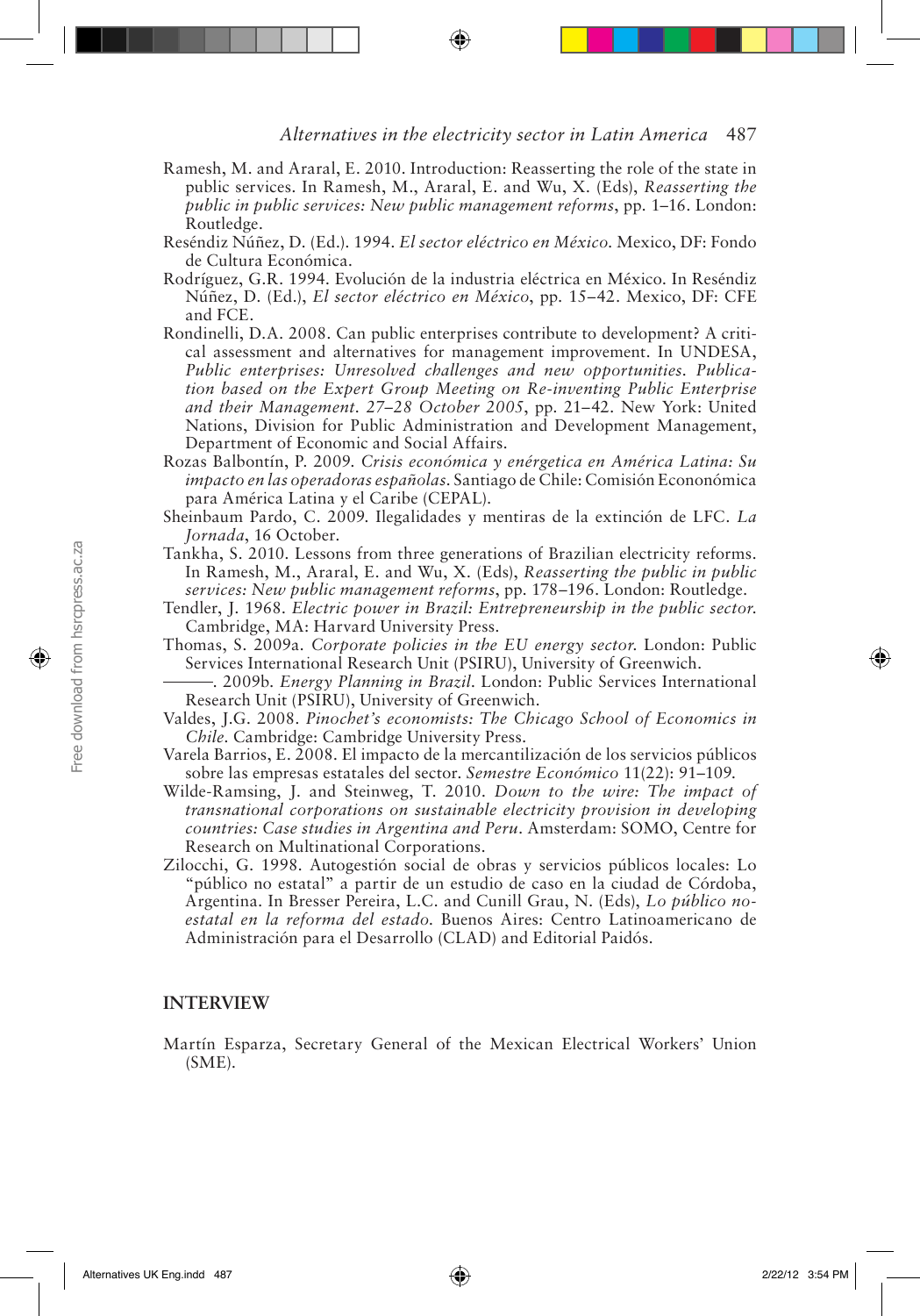Ramesh, M. and Araral, E. 2010. Introduction: Reasserting the role of the state in public services. In Ramesh, M., Araral, E. and Wu, X. (Eds), *Reasserting the public in public services: New public management reforms*, pp. 1–16. London: Routledge.

Reséndiz Núñez, D. (Ed.). 1994. *El sector eléctrico en México*. Mexico, DF: Fondo de Cultura Económica.

Rodríguez, G.R. 1994. Evolución de la industria eléctrica en México. In Reséndiz Núñez, D. (Ed.), *El sector eléctrico en México*, pp. 15–42. Mexico, DF: CFE and FCE.

Rondinelli, D.A. 2008. Can public enterprises contribute to development? A critical assessment and alternatives for management improvement. In UNDESA, *Public enterprises: Unresolved challenges and new opportunities. Publication based on the Expert Group Meeting on Re-inventing Public Enterprise and their Management. 27–28 October 2005*, pp. 21–42. New York: United Nations, Division for Public Administration and Development Management, Department of Economic and Social Affairs.

Rozas Balbontín, P. 2009. *Crisis económica y enérgetica en América Latina: Su impacto en las operadoras españolas*. Santiago de Chile: Comisión Econonómica para América Latina y el Caribe (CEPAL).

Sheinbaum Pardo, C. 2009. Ilegalidades y mentiras de la extinción de LFC. *La Jornada*, 16 October.

Tankha, S. 2010. Lessons from three generations of Brazilian electricity reforms. In Ramesh, M., Araral, E. and Wu, X. (Eds), *Reasserting the public in public services: New public management reforms*, pp. 178–196. London: Routledge.

Tendler, J. 1968. *Electric power in Brazil: Entrepreneurship in the public sector*. Cambridge, MA: Harvard University Press.

Thomas, S. 2009a. *Corporate policies in the EU energy sector*. London: Public Services International Research Unit (PSIRU), University of Greenwich.

———. 2009b. *Energy Planning in Brazil*. London: Public Services International Research Unit (PSIRU), University of Greenwich.

Valdes, J.G. 2008. *Pinochet's economists: The Chicago School of Economics in Chile*. Cambridge: Cambridge University Press.

Varela Barrios, E. 2008. El impacto de la mercantilización de los servicios públicos sobre las empresas estatales del sector. *Semestre Económico* 11(22): 91–109.

Wilde-Ramsing, J. and Steinweg, T. 2010. *Down to the wire: The impact of transnational corporations on sustainable electricity provision in developing countries: Case studies in Argentina and Peru*. Amsterdam: SOMO, Centre for Research on Multinational Corporations.

Zilocchi, G. 1998. Autogestión social de obras y servicios públicos locales: Lo "público no estatal" a partir de un estudio de caso en la ciudad de Córdoba, Argentina. In Bresser Pereira, L.C. and Cunill Grau, N. (Eds), *Lo público no-estatal en la reforma del estado*. Buenos Aires: Centro Latinoamericano de Administración para el Desarrollo (CLAD) and Editorial Paidós.

## INTERVIEW

Martín Esparza, Secretary General of the Mexican Electrical Workers' Union (SME).